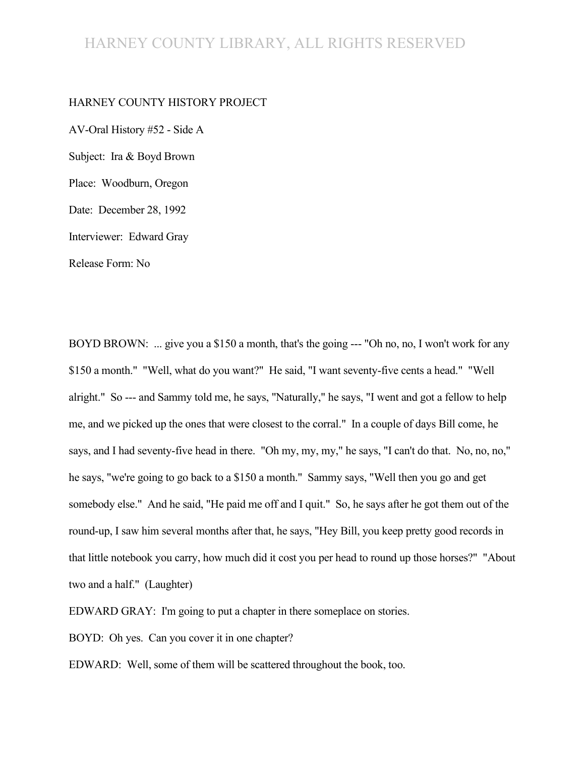HARNEY COUNTY HISTORY PROJECT

AV-Oral History #52 - Side A

Subject: Ira & Boyd Brown

Place: Woodburn, Oregon

Date: December 28, 1992

Interviewer: Edward Gray

Release Form: No

BOYD BROWN: ... give you a $150 a month, that's the going --- "Oh no, no, I won't work for any $150 a month." "Well, what do you want?" He said, "I want seventy-five cents a head." "Well alright." So --- and Sammy told me, he says, "Naturally," he says, "I went and got a fellow to help me, and we picked up the ones that were closest to the corral." In a couple of days Bill come, he says, and I had seventy-five head in there. "Oh my, my, my," he says, "I can't do that. No, no, no," he says, "we're going to go back to a $150 a month." Sammy says, "Well then you go and get somebody else." And he said, "He paid me off and I quit." So, he says after he got them out of the round-up, I saw him several months after that, he says, "Hey Bill, you keep pretty good records in that little notebook you carry, how much did it cost you per head to round up those horses?" "About two and a half." (Laughter)

EDWARD GRAY: I'm going to put a chapter in there someplace on stories.

BOYD: Oh yes. Can you cover it in one chapter?

EDWARD: Well, some of them will be scattered throughout the book, too.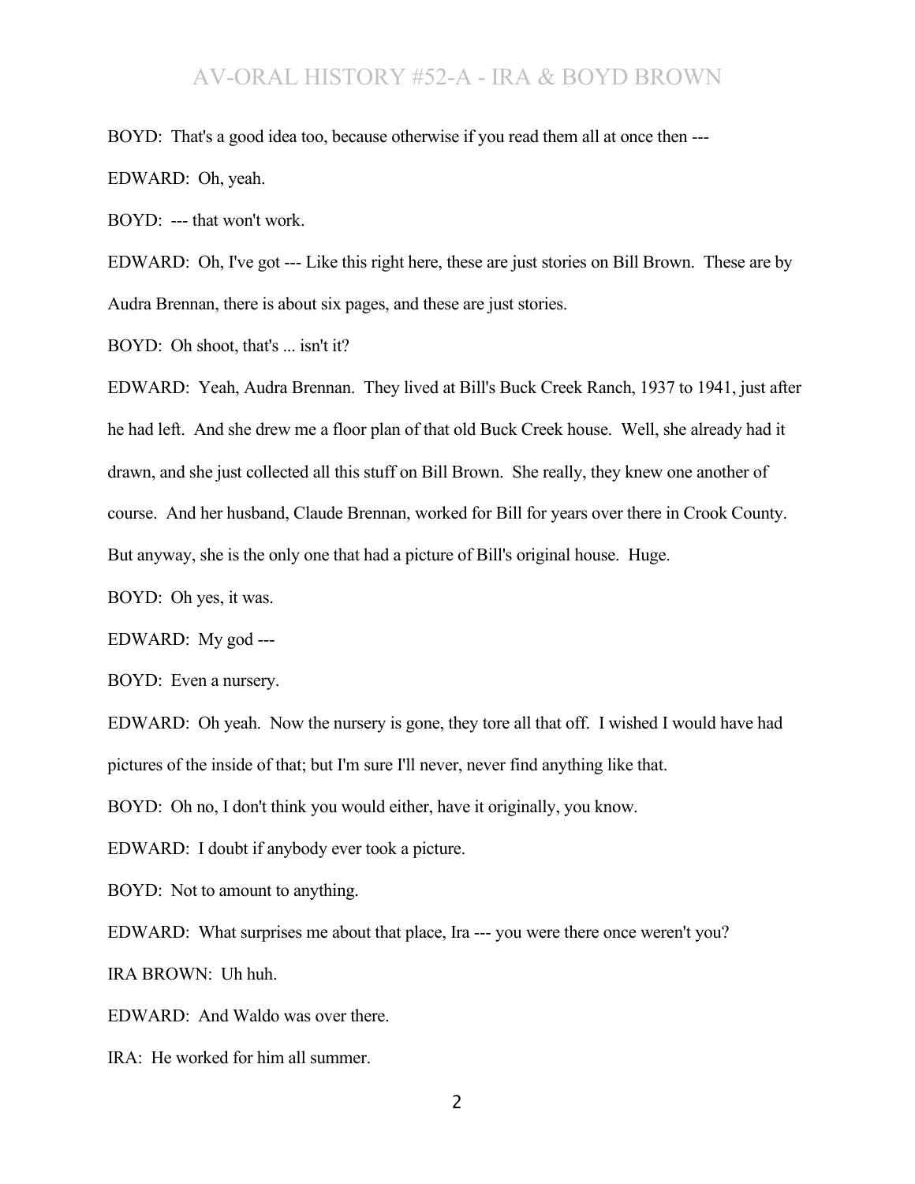BOYD: That's a good idea too, because otherwise if you read them all at once then ---

EDWARD: Oh, yeah.

BOYD: --- that won't work.

EDWARD: Oh, I've got --- Like this right here, these are just stories on Bill Brown. These are by Audra Brennan, there is about six pages, and these are just stories.

BOYD: Oh shoot, that's ... isn't it?

EDWARD: Yeah, Audra Brennan. They lived at Bill's Buck Creek Ranch, 1937 to 1941, just after he had left. And she drew me a floor plan of that old Buck Creek house. Well, she already had it drawn, and she just collected all this stuff on Bill Brown. She really, they knew one another of course. And her husband, Claude Brennan, worked for Bill for years over there in Crook County. But anyway, she is the only one that had a picture of Bill's original house. Huge.

BOYD: Oh yes, it was.

EDWARD: My god ---

BOYD: Even a nursery.

EDWARD: Oh yeah. Now the nursery is gone, they tore all that off. I wished I would have had pictures of the inside of that; but I'm sure I'll never, never find anything like that.

BOYD: Oh no, I don't think you would either, have it originally, you know.

EDWARD: I doubt if anybody ever took a picture.

BOYD: Not to amount to anything.

EDWARD: What surprises me about that place, Ira --- you were there once weren't you?

IRA BROWN: Uh huh.

EDWARD: And Waldo was over there.

IRA: He worked for him all summer.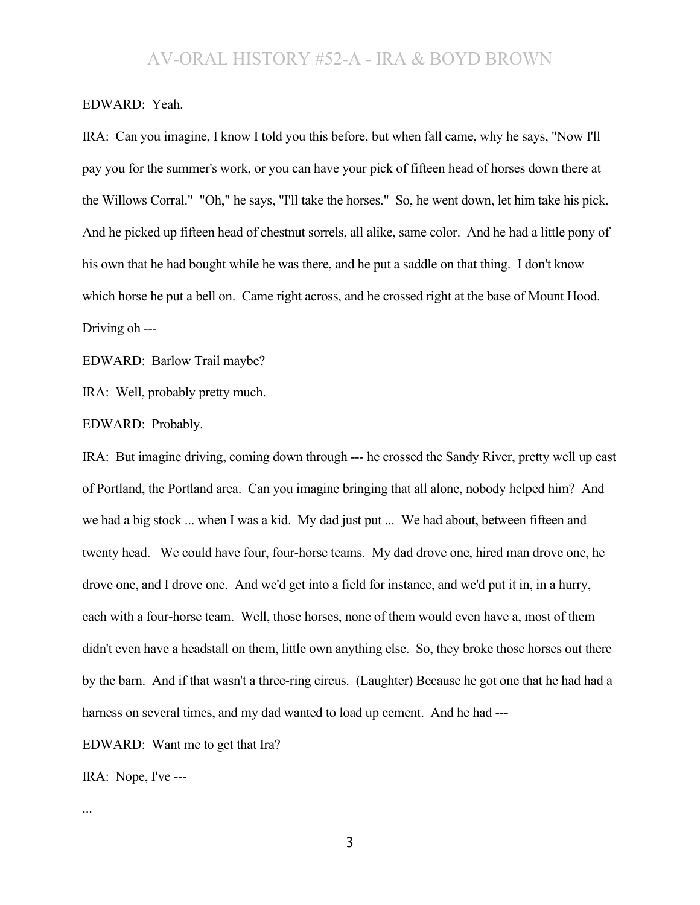EDWARD: Yeah.

IRA: Can you imagine, I know I told you this before, but when fall came, why he says, "Now I'll pay you for the summer's work, or you can have your pick of fifteen head of horses down there at the Willows Corral." "Oh," he says, "I'll take the horses." So, he went down, let him take his pick. And he picked up fifteen head of chestnut sorrels, all alike, same color. And he had a little pony of his own that he had bought while he was there, and he put a saddle on that thing. I don't know which horse he put a bell on. Came right across, and he crossed right at the base of Mount Hood. Driving oh ---

EDWARD: Barlow Trail maybe?

IRA: Well, probably pretty much.

EDWARD: Probably.

IRA: But imagine driving, coming down through --- he crossed the Sandy River, pretty well up east of Portland, the Portland area. Can you imagine bringing that all alone, nobody helped him? And we had a big stock ... when I was a kid. My dad just put ... We had about, between fifteen and twenty head. We could have four, four-horse teams. My dad drove one, hired man drove one, he drove one, and I drove one. And we'd get into a field for instance, and we'd put it in, in a hurry, each with a four-horse team. Well, those horses, none of them would even have a, most of them didn't even have a headstall on them, little own anything else. So, they broke those horses out there by the barn. And if that wasn't a three-ring circus. (Laughter) Because he got one that he had had a harness on several times, and my dad wanted to load up cement. And he had ---

EDWARD: Want me to get that Ira?

IRA: Nope, I've ---

...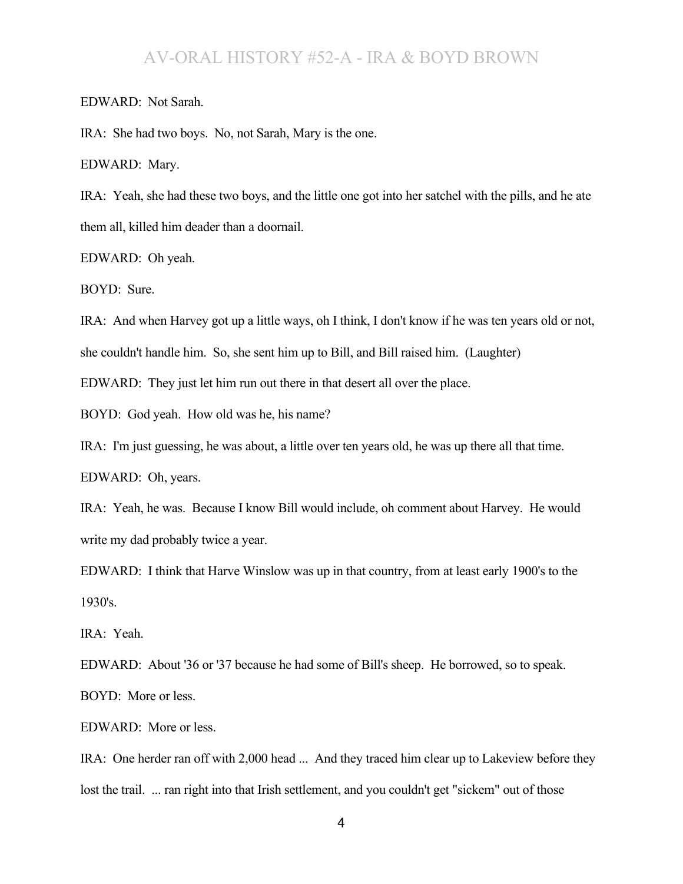EDWARD: Not Sarah.

IRA: She had two boys. No, not Sarah, Mary is the one.

EDWARD: Mary.

IRA: Yeah, she had these two boys, and the little one got into her satchel with the pills, and he ate them all, killed him deader than a doornail.

EDWARD: Oh yeah.

BOYD: Sure.

IRA: And when Harvey got up a little ways, oh I think, I don't know if he was ten years old or not, she couldn't handle him. So, she sent him up to Bill, and Bill raised him. (Laughter)

EDWARD: They just let him run out there in that desert all over the place.

BOYD: God yeah. How old was he, his name?

IRA: I'm just guessing, he was about, a little over ten years old, he was up there all that time.

EDWARD: Oh, years.

IRA: Yeah, he was. Because I know Bill would include, oh comment about Harvey. He would write my dad probably twice a year.

EDWARD: I think that Harve Winslow was up in that country, from at least early 1900's to the 1930's.

IRA: Yeah.

EDWARD: About '36 or '37 because he had some of Bill's sheep. He borrowed, so to speak.

BOYD: More or less.

EDWARD: More or less.

IRA: One herder ran off with 2,000 head ... And they traced him clear up to Lakeview before they lost the trail. ... ran right into that Irish settlement, and you couldn't get "sickem" out of those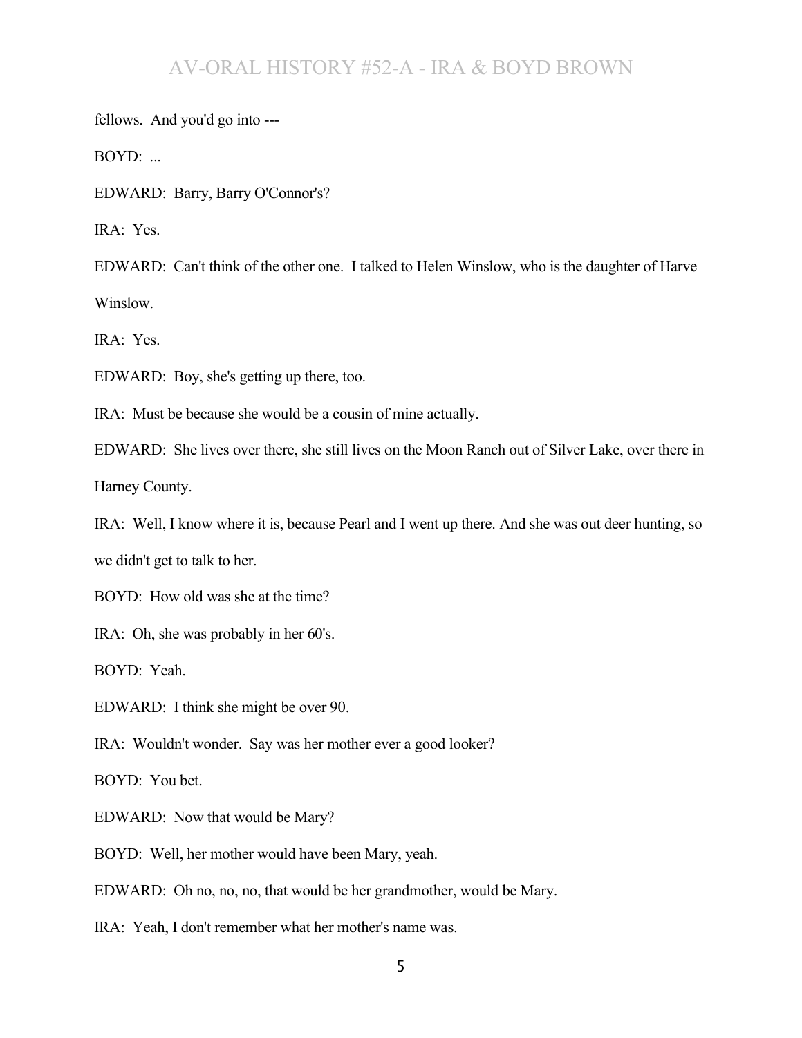fellows. And you'd go into ---

BOYD: ...

EDWARD: Barry, Barry O'Connor's?

IRA: Yes.

EDWARD: Can't think of the other one. I talked to Helen Winslow, who is the daughter of Harve Winslow.

IRA: Yes.

EDWARD: Boy, she's getting up there, too.

IRA: Must be because she would be a cousin of mine actually.

EDWARD: She lives over there, she still lives on the Moon Ranch out of Silver Lake, over there in Harney County.

IRA: Well, I know where it is, because Pearl and I went up there. And she was out deer hunting, so we didn't get to talk to her.

BOYD: How old was she at the time?

IRA: Oh, she was probably in her 60's.

BOYD: Yeah.

EDWARD: I think she might be over 90.

IRA: Wouldn't wonder. Say was her mother ever a good looker?

BOYD: You bet.

EDWARD: Now that would be Mary?

BOYD: Well, her mother would have been Mary, yeah.

EDWARD: Oh no, no, no, that would be her grandmother, would be Mary.

IRA: Yeah, I don't remember what her mother's name was.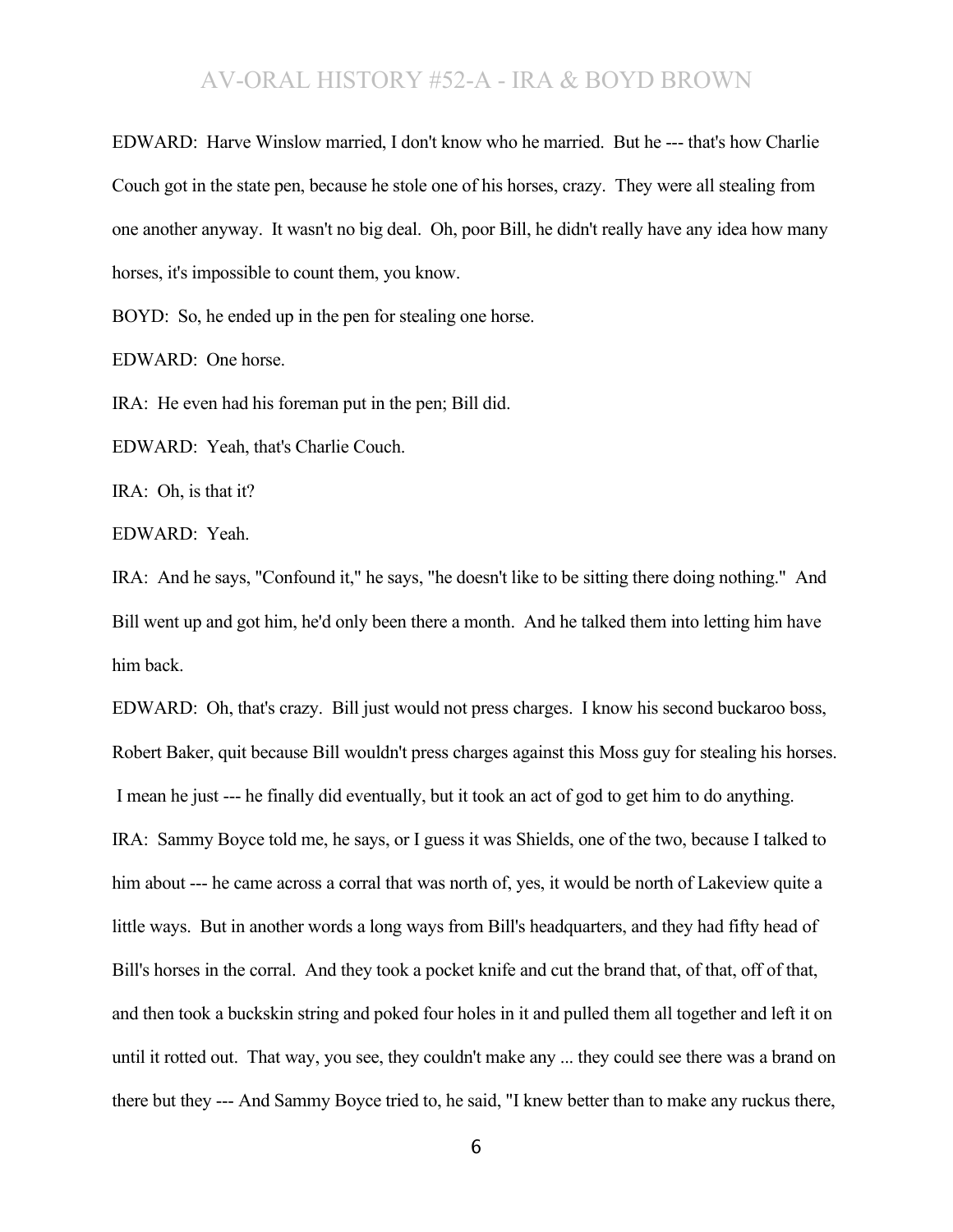EDWARD: Harve Winslow married, I don't know who he married. But he --- that's how Charlie Couch got in the state pen, because he stole one of his horses, crazy. They were all stealing from one another anyway. It wasn't no big deal. Oh, poor Bill, he didn't really have any idea how many horses, it's impossible to count them, you know.

BOYD: So, he ended up in the pen for stealing one horse.

EDWARD: One horse.

IRA: He even had his foreman put in the pen; Bill did.

EDWARD: Yeah, that's Charlie Couch.

IRA: Oh, is that it?

EDWARD: Yeah.

IRA: And he says, "Confound it," he says, "he doesn't like to be sitting there doing nothing." And Bill went up and got him, he'd only been there a month. And he talked them into letting him have him back.

EDWARD: Oh, that's crazy. Bill just would not press charges. I know his second buckaroo boss, Robert Baker, quit because Bill wouldn't press charges against this Moss guy for stealing his horses. I mean he just --- he finally did eventually, but it took an act of god to get him to do anything.

IRA: Sammy Boyce told me, he says, or I guess it was Shields, one of the two, because I talked to him about --- he came across a corral that was north of, yes, it would be north of Lakeview quite a little ways. But in another words a long ways from Bill's headquarters, and they had fifty head of Bill's horses in the corral. And they took a pocket knife and cut the brand that, of that, off of that, and then took a buckskin string and poked four holes in it and pulled them all together and left it on until it rotted out. That way, you see, they couldn't make any ... they could see there was a brand on there but they --- And Sammy Boyce tried to, he said, "I knew better than to make any ruckus there,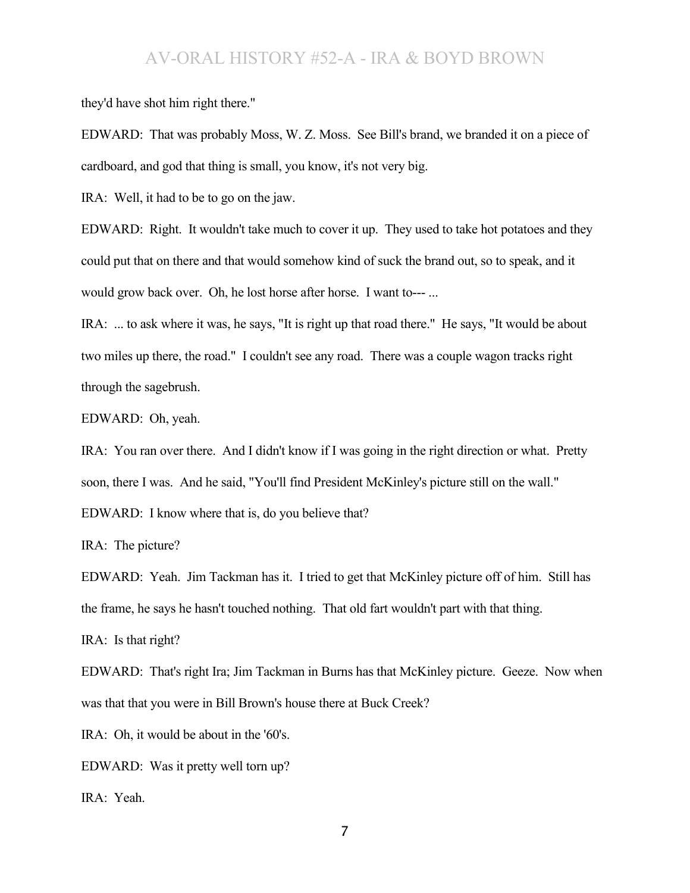they'd have shot him right there."

EDWARD: That was probably Moss, W. Z. Moss. See Bill's brand, we branded it on a piece of cardboard, and god that thing is small, you know, it's not very big.

IRA: Well, it had to be to go on the jaw.

EDWARD: Right. It wouldn't take much to cover it up. They used to take hot potatoes and they could put that on there and that would somehow kind of suck the brand out, so to speak, and it would grow back over. Oh, he lost horse after horse. I want to--- ...

IRA: ... to ask where it was, he says, "It is right up that road there." He says, "It would be about two miles up there, the road." I couldn't see any road. There was a couple wagon tracks right through the sagebrush.

EDWARD: Oh, yeah.

IRA: You ran over there. And I didn't know if I was going in the right direction or what. Pretty soon, there I was. And he said, "You'll find President McKinley's picture still on the wall."

EDWARD: I know where that is, do you believe that?

IRA: The picture?

EDWARD: Yeah. Jim Tackman has it. I tried to get that McKinley picture off of him. Still has the frame, he says he hasn't touched nothing. That old fart wouldn't part with that thing.

IRA: Is that right?

EDWARD: That's right Ira; Jim Tackman in Burns has that McKinley picture. Geeze. Now when was that that you were in Bill Brown's house there at Buck Creek?

IRA: Oh, it would be about in the '60's.

EDWARD: Was it pretty well torn up?

IRA: Yeah.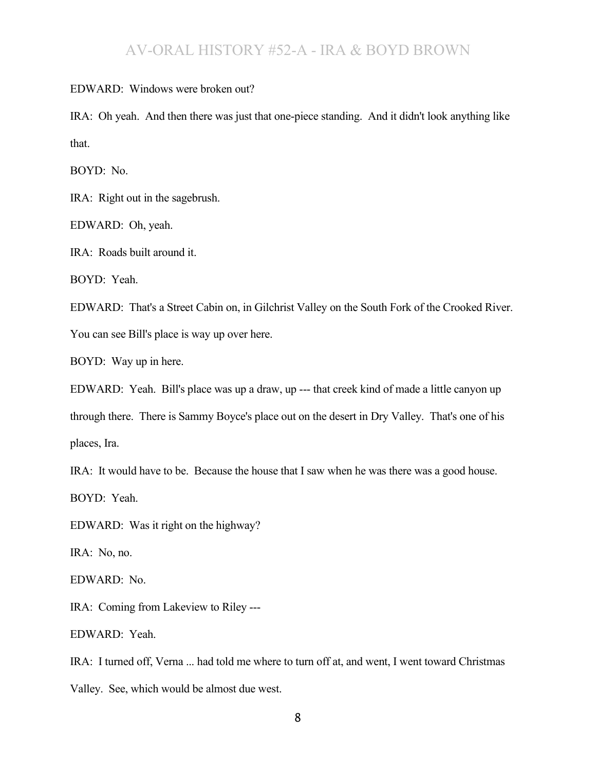EDWARD: Windows were broken out?

IRA: Oh yeah. And then there was just that one-piece standing. And it didn't look anything like that.

BOYD: No.

IRA: Right out in the sagebrush.

EDWARD: Oh, yeah.

IRA: Roads built around it.

BOYD: Yeah.

EDWARD: That's a Street Cabin on, in Gilchrist Valley on the South Fork of the Crooked River. You can see Bill's place is way up over here.

BOYD: Way up in here.

EDWARD: Yeah. Bill's place was up a draw, up --- that creek kind of made a little canyon up through there. There is Sammy Boyce's place out on the desert in Dry Valley. That's one of his places, Ira.

IRA: It would have to be. Because the house that I saw when he was there was a good house.

BOYD: Yeah.

EDWARD: Was it right on the highway?

IRA: No, no.

EDWARD: No.

IRA: Coming from Lakeview to Riley ---

EDWARD: Yeah.

IRA: I turned off, Verna ... had told me where to turn off at, and went, I went toward Christmas Valley. See, which would be almost due west.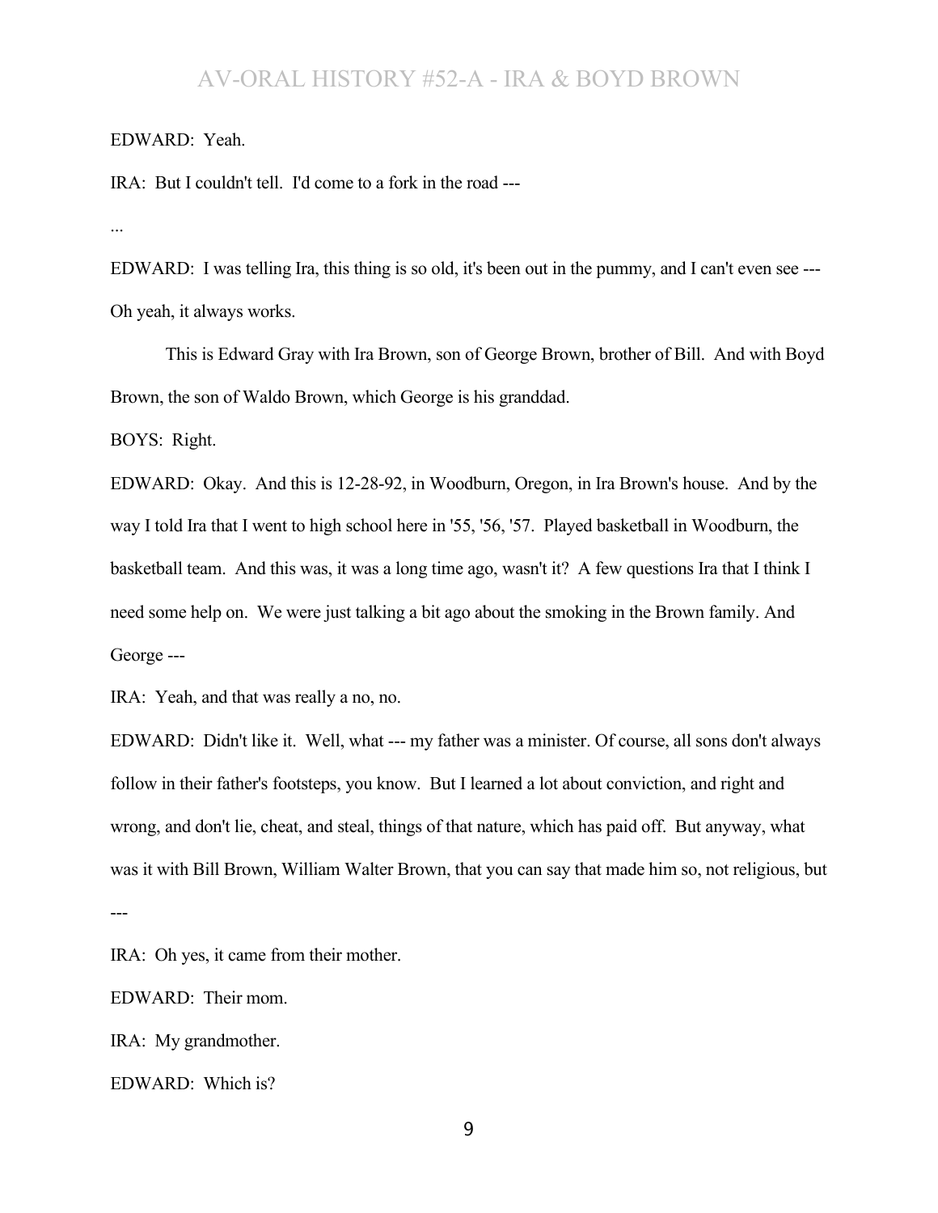EDWARD: Yeah.

IRA: But I couldn't tell. I'd come to a fork in the road ---

...

EDWARD: I was telling Ira, this thing is so old, it's been out in the pummy, and I can't even see --- Oh yeah, it always works.

This is Edward Gray with Ira Brown, son of George Brown, brother of Bill. And with Boyd Brown, the son of Waldo Brown, which George is his granddad.

BOYS: Right.

EDWARD: Okay. And this is 12-28-92, in Woodburn, Oregon, in Ira Brown's house. And by the way I told Ira that I went to high school here in '55, '56, '57. Played basketball in Woodburn, the basketball team. And this was, it was a long time ago, wasn't it? A few questions Ira that I think I need some help on. We were just talking a bit ago about the smoking in the Brown family. And George ---

IRA: Yeah, and that was really a no, no.

EDWARD: Didn't like it. Well, what --- my father was a minister. Of course, all sons don't always follow in their father's footsteps, you know. But I learned a lot about conviction, and right and wrong, and don't lie, cheat, and steal, things of that nature, which has paid off. But anyway, what was it with Bill Brown, William Walter Brown, that you can say that made him so, not religious, but ---

IRA: Oh yes, it came from their mother.

EDWARD: Their mom.

IRA: My grandmother.

EDWARD: Which is?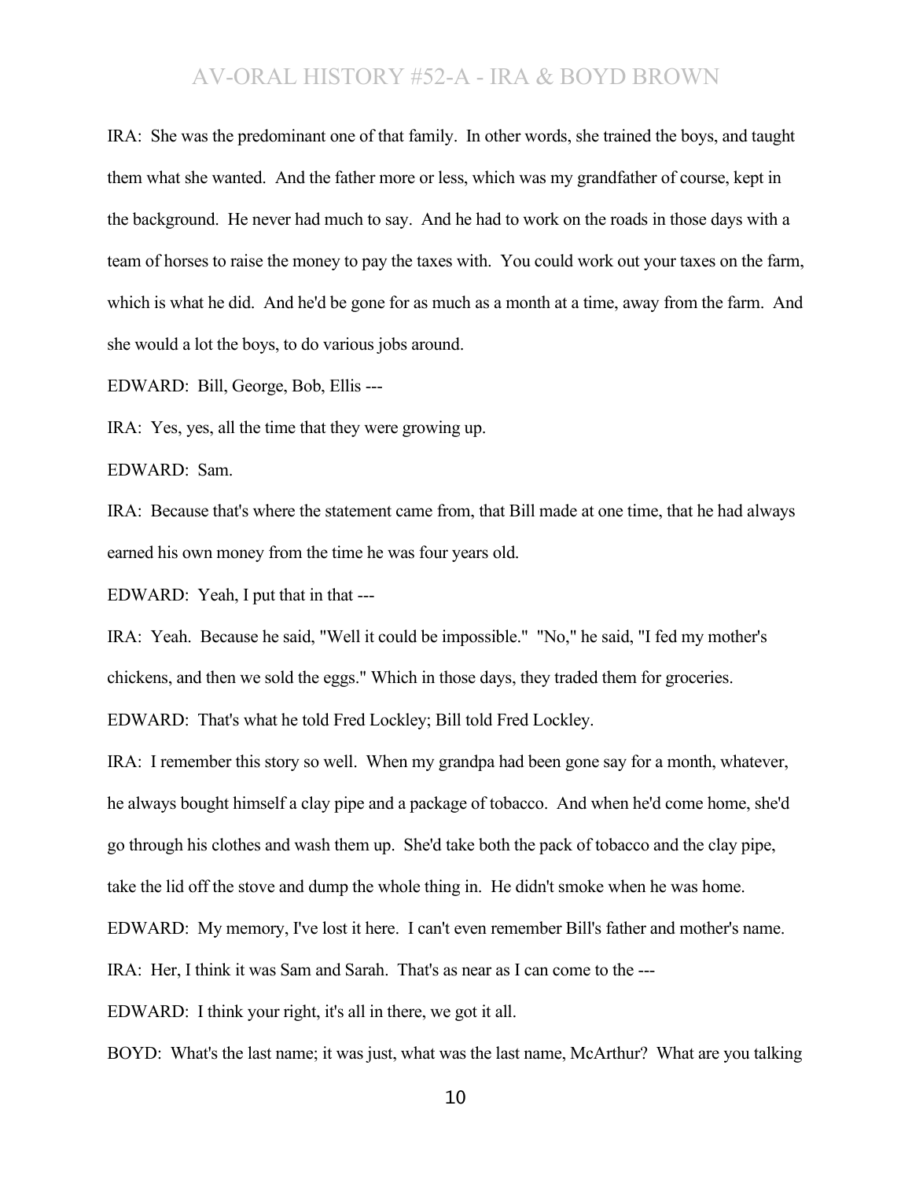IRA: She was the predominant one of that family. In other words, she trained the boys, and taught them what she wanted. And the father more or less, which was my grandfather of course, kept in the background. He never had much to say. And he had to work on the roads in those days with a team of horses to raise the money to pay the taxes with. You could work out your taxes on the farm, which is what he did. And he'd be gone for as much as a month at a time, away from the farm. And she would a lot the boys, to do various jobs around.

EDWARD: Bill, George, Bob, Ellis ---

IRA: Yes, yes, all the time that they were growing up.

EDWARD: Sam.

IRA: Because that's where the statement came from, that Bill made at one time, that he had always earned his own money from the time he was four years old.

EDWARD: Yeah, I put that in that ---

IRA: Yeah. Because he said, "Well it could be impossible." "No," he said, "I fed my mother's chickens, and then we sold the eggs." Which in those days, they traded them for groceries.

EDWARD: That's what he told Fred Lockley; Bill told Fred Lockley.

IRA: I remember this story so well. When my grandpa had been gone say for a month, whatever, he always bought himself a clay pipe and a package of tobacco. And when he'd come home, she'd go through his clothes and wash them up. She'd take both the pack of tobacco and the clay pipe, take the lid off the stove and dump the whole thing in. He didn't smoke when he was home.

EDWARD: My memory, I've lost it here. I can't even remember Bill's father and mother's name.

IRA: Her, I think it was Sam and Sarah. That's as near as I can come to the ---

EDWARD: I think your right, it's all in there, we got it all.

BOYD: What's the last name; it was just, what was the last name, McArthur? What are you talking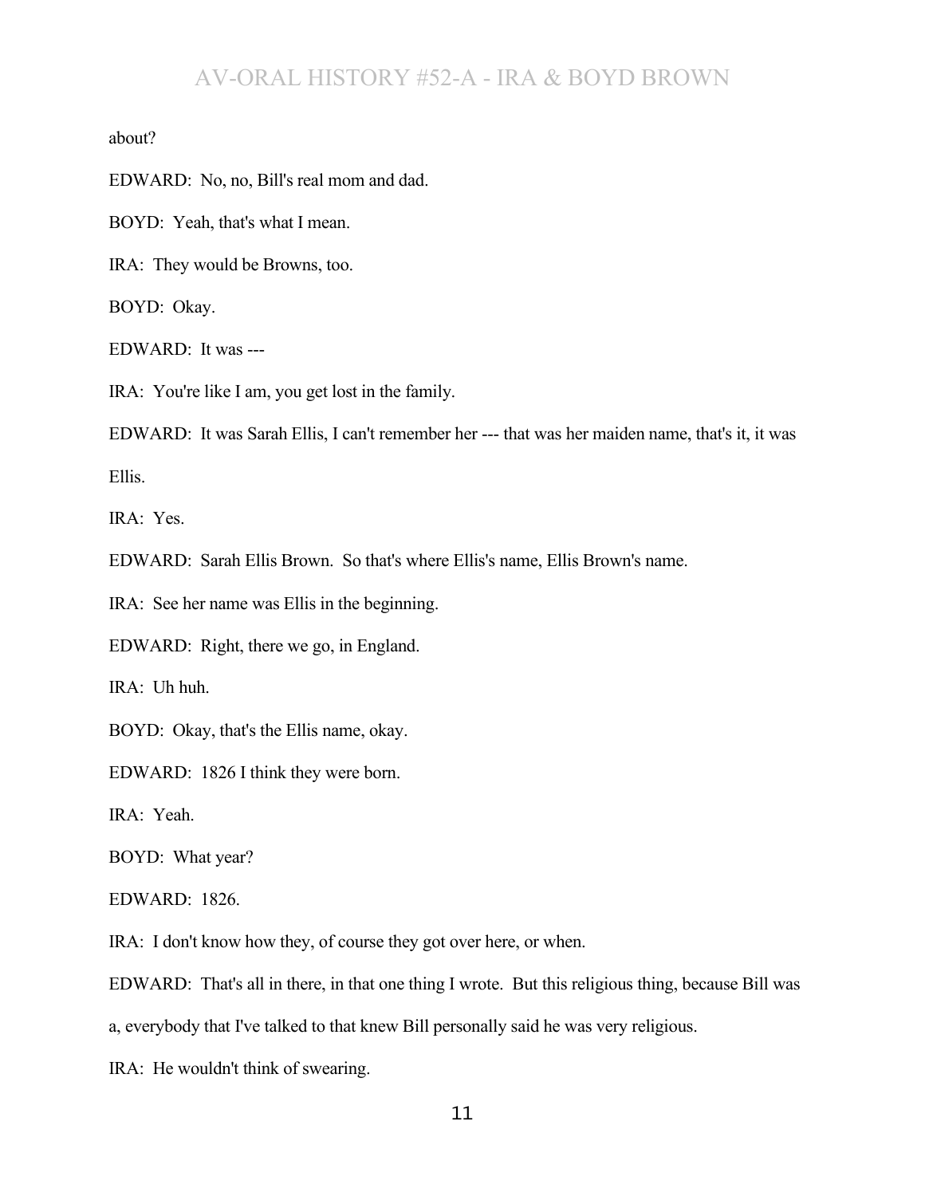about?

EDWARD: No, no, Bill's real mom and dad.

BOYD: Yeah, that's what I mean.

IRA: They would be Browns, too.

BOYD: Okay.

EDWARD: It was ---

IRA: You're like I am, you get lost in the family.

EDWARD: It was Sarah Ellis, I can't remember her --- that was her maiden name, that's it, it was Ellis.

IRA: Yes.

EDWARD: Sarah Ellis Brown. So that's where Ellis's name, Ellis Brown's name.

IRA: See her name was Ellis in the beginning.

EDWARD: Right, there we go, in England.

IRA: Uh huh.

BOYD: Okay, that's the Ellis name, okay.

EDWARD: 1826 I think they were born.

IRA: Yeah.

BOYD: What year?

EDWARD: 1826.

IRA: I don't know how they, of course they got over here, or when.

EDWARD: That's all in there, in that one thing I wrote. But this religious thing, because Bill was a, everybody that I've talked to that knew Bill personally said he was very religious.

IRA: He wouldn't think of swearing.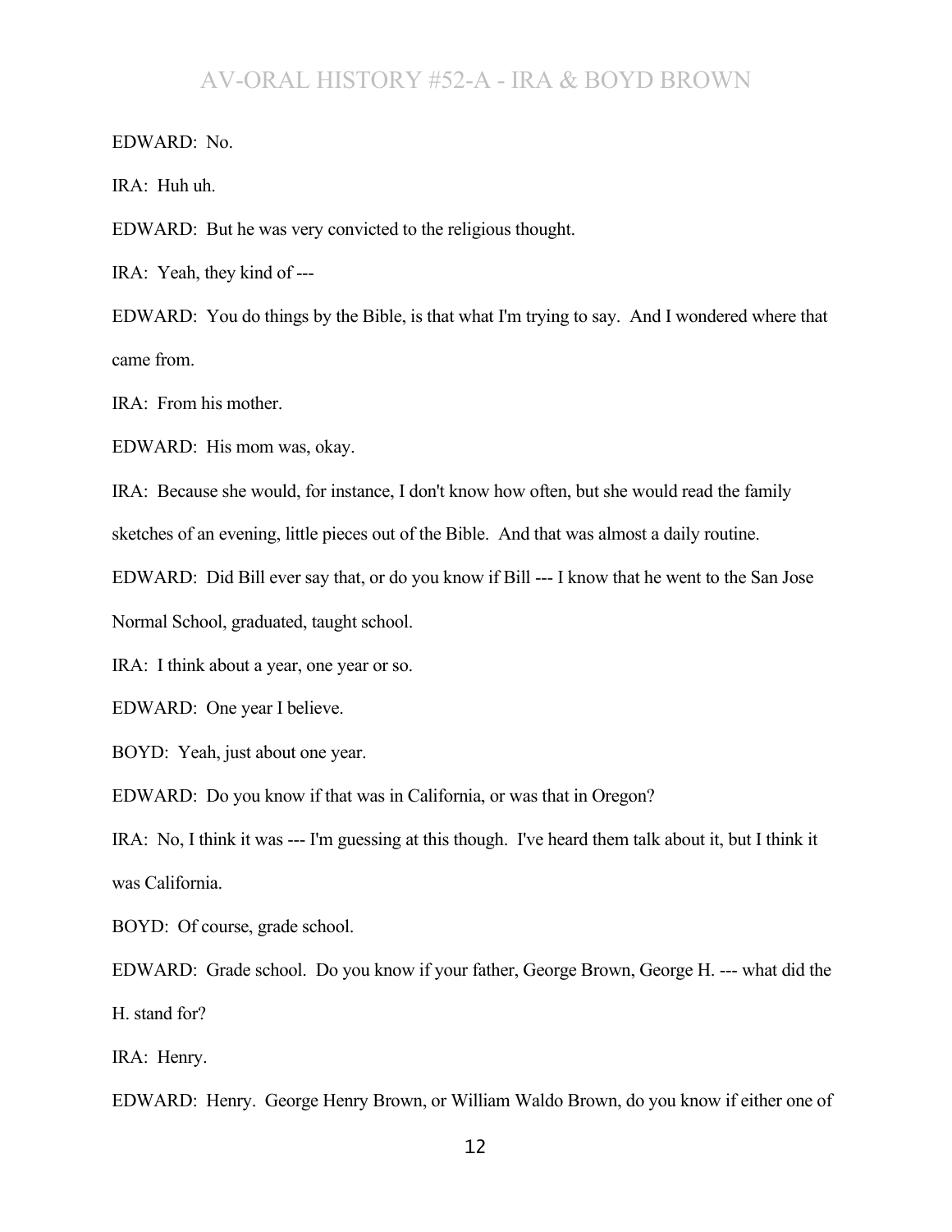EDWARD: No.

IRA: Huh uh.

EDWARD: But he was very convicted to the religious thought.

IRA: Yeah, they kind of ---

EDWARD: You do things by the Bible, is that what I'm trying to say. And I wondered where that came from.

IRA: From his mother.

EDWARD: His mom was, okay.

IRA: Because she would, for instance, I don't know how often, but she would read the family sketches of an evening, little pieces out of the Bible. And that was almost a daily routine.

EDWARD: Did Bill ever say that, or do you know if Bill --- I know that he went to the San Jose Normal School, graduated, taught school.

IRA: I think about a year, one year or so.

EDWARD: One year I believe.

BOYD: Yeah, just about one year.

EDWARD: Do you know if that was in California, or was that in Oregon?

IRA: No, I think it was --- I'm guessing at this though. I've heard them talk about it, but I think it was California.

BOYD: Of course, grade school.

EDWARD: Grade school. Do you know if your father, George Brown, George H. --- what did the H. stand for?

IRA: Henry.

EDWARD: Henry. George Henry Brown, or William Waldo Brown, do you know if either one of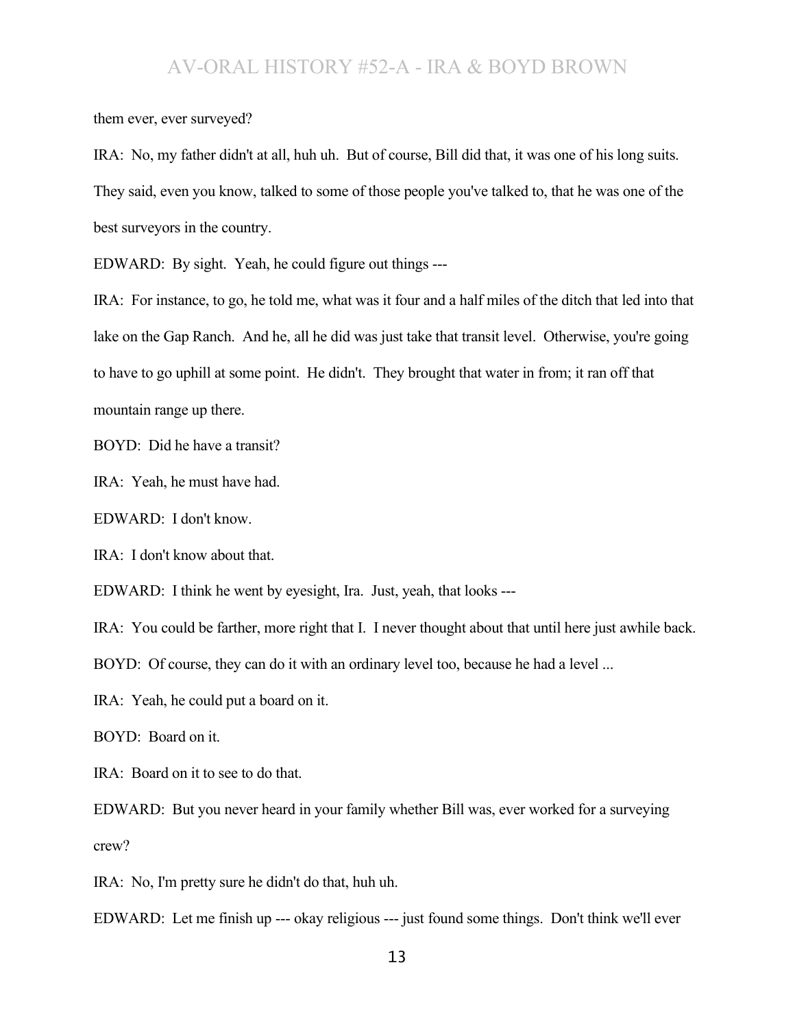them ever, ever surveyed?

IRA: No, my father didn't at all, huh uh. But of course, Bill did that, it was one of his long suits. They said, even you know, talked to some of those people you've talked to, that he was one of the best surveyors in the country.

EDWARD: By sight. Yeah, he could figure out things ---

IRA: For instance, to go, he told me, what was it four and a half miles of the ditch that led into that lake on the Gap Ranch. And he, all he did was just take that transit level. Otherwise, you're going to have to go uphill at some point. He didn't. They brought that water in from; it ran off that mountain range up there.

BOYD: Did he have a transit?

IRA: Yeah, he must have had.

EDWARD: I don't know.

IRA: I don't know about that.

EDWARD: I think he went by eyesight, Ira. Just, yeah, that looks ---

IRA: You could be farther, more right that I. I never thought about that until here just awhile back.

BOYD: Of course, they can do it with an ordinary level too, because he had a level ...

IRA: Yeah, he could put a board on it.

BOYD: Board on it.

IRA: Board on it to see to do that.

EDWARD: But you never heard in your family whether Bill was, ever worked for a surveying crew?

IRA: No, I'm pretty sure he didn't do that, huh uh.

EDWARD: Let me finish up --- okay religious --- just found some things. Don't think we'll ever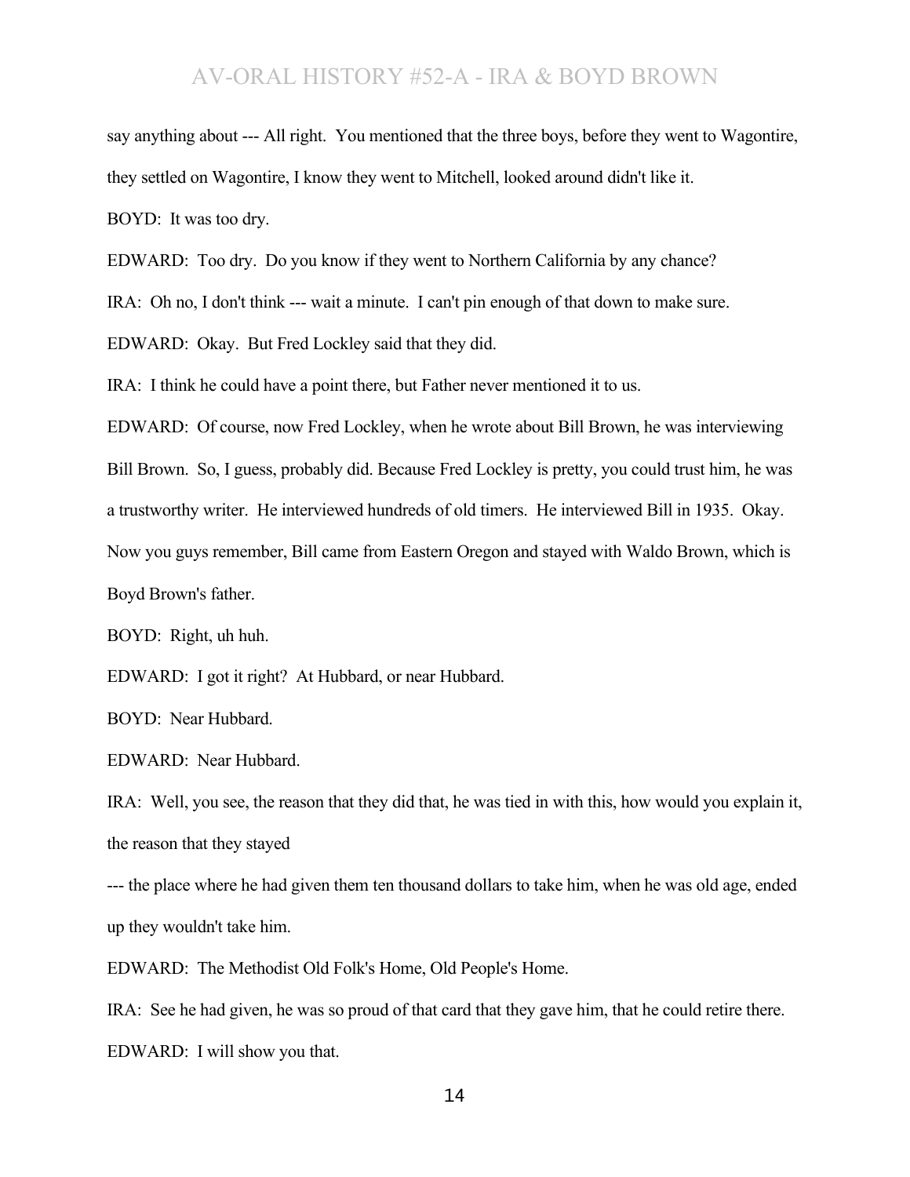say anything about --- All right. You mentioned that the three boys, before they went to Wagontire, they settled on Wagontire, I know they went to Mitchell, looked around didn't like it.

BOYD: It was too dry.

EDWARD: Too dry. Do you know if they went to Northern California by any chance?

IRA: Oh no, I don't think --- wait a minute. I can't pin enough of that down to make sure.

EDWARD: Okay. But Fred Lockley said that they did.

IRA: I think he could have a point there, but Father never mentioned it to us.

EDWARD: Of course, now Fred Lockley, when he wrote about Bill Brown, he was interviewing Bill Brown. So, I guess, probably did. Because Fred Lockley is pretty, you could trust him, he was a trustworthy writer. He interviewed hundreds of old timers. He interviewed Bill in 1935. Okay. Now you guys remember, Bill came from Eastern Oregon and stayed with Waldo Brown, which is Boyd Brown's father.

BOYD: Right, uh huh.

EDWARD: I got it right? At Hubbard, or near Hubbard.

BOYD: Near Hubbard.

EDWARD: Near Hubbard.

IRA: Well, you see, the reason that they did that, he was tied in with this, how would you explain it, the reason that they stayed

--- the place where he had given them ten thousand dollars to take him, when he was old age, ended up they wouldn't take him.

EDWARD: The Methodist Old Folk's Home, Old People's Home.

IRA: See he had given, he was so proud of that card that they gave him, that he could retire there.

EDWARD: I will show you that.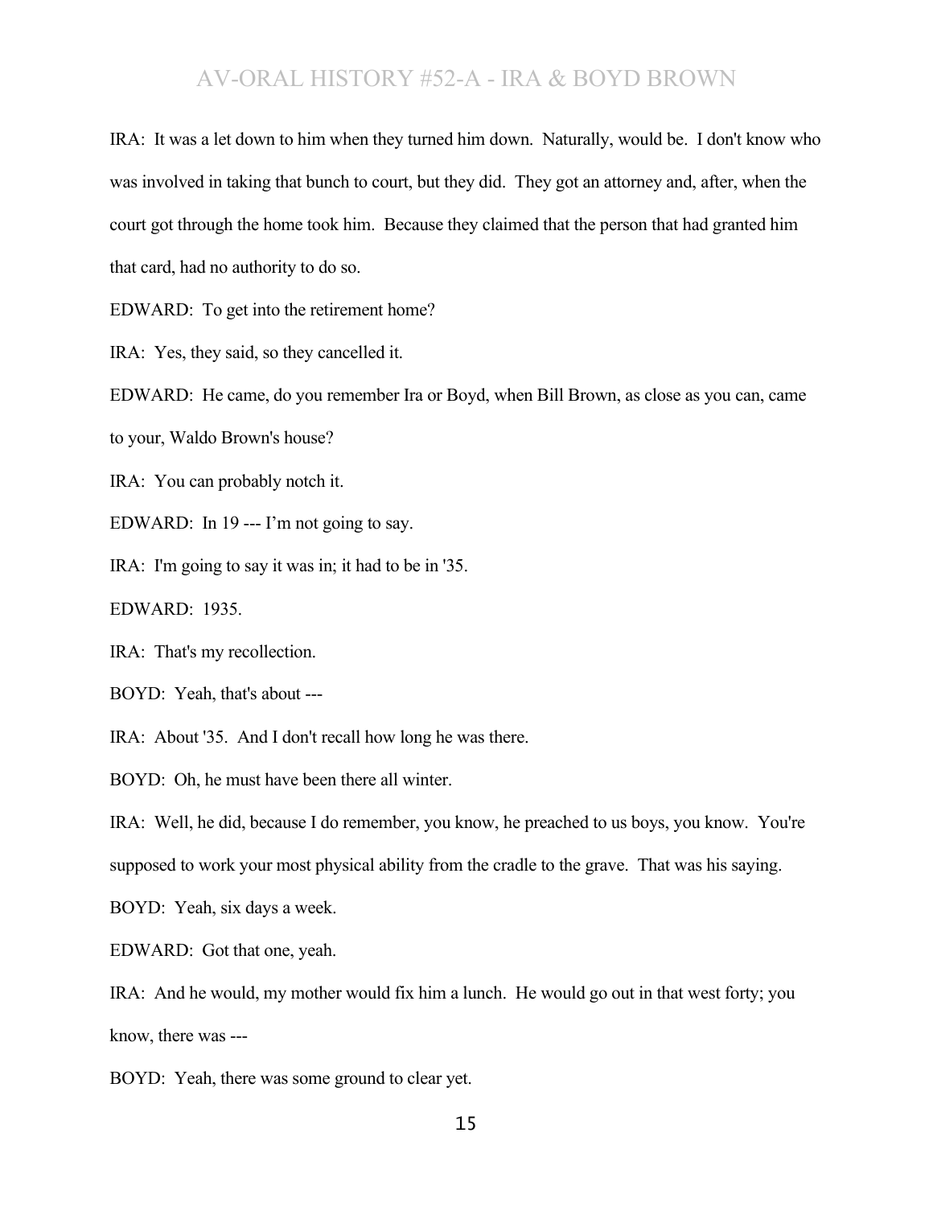IRA: It was a let down to him when they turned him down. Naturally, would be. I don't know who was involved in taking that bunch to court, but they did. They got an attorney and, after, when the court got through the home took him. Because they claimed that the person that had granted him that card, had no authority to do so.

EDWARD: To get into the retirement home?

IRA: Yes, they said, so they cancelled it.

EDWARD: He came, do you remember Ira or Boyd, when Bill Brown, as close as you can, came to your, Waldo Brown's house?

IRA: You can probably notch it.

EDWARD: In 19 --- I'm not going to say.

IRA: I'm going to say it was in; it had to be in '35.

EDWARD: 1935.

IRA: That's my recollection.

BOYD: Yeah, that's about ---

IRA: About '35. And I don't recall how long he was there.

BOYD: Oh, he must have been there all winter.

IRA: Well, he did, because I do remember, you know, he preached to us boys, you know. You're supposed to work your most physical ability from the cradle to the grave. That was his saying.

BOYD: Yeah, six days a week.

EDWARD: Got that one, yeah.

IRA: And he would, my mother would fix him a lunch. He would go out in that west forty; you know, there was ---

BOYD: Yeah, there was some ground to clear yet.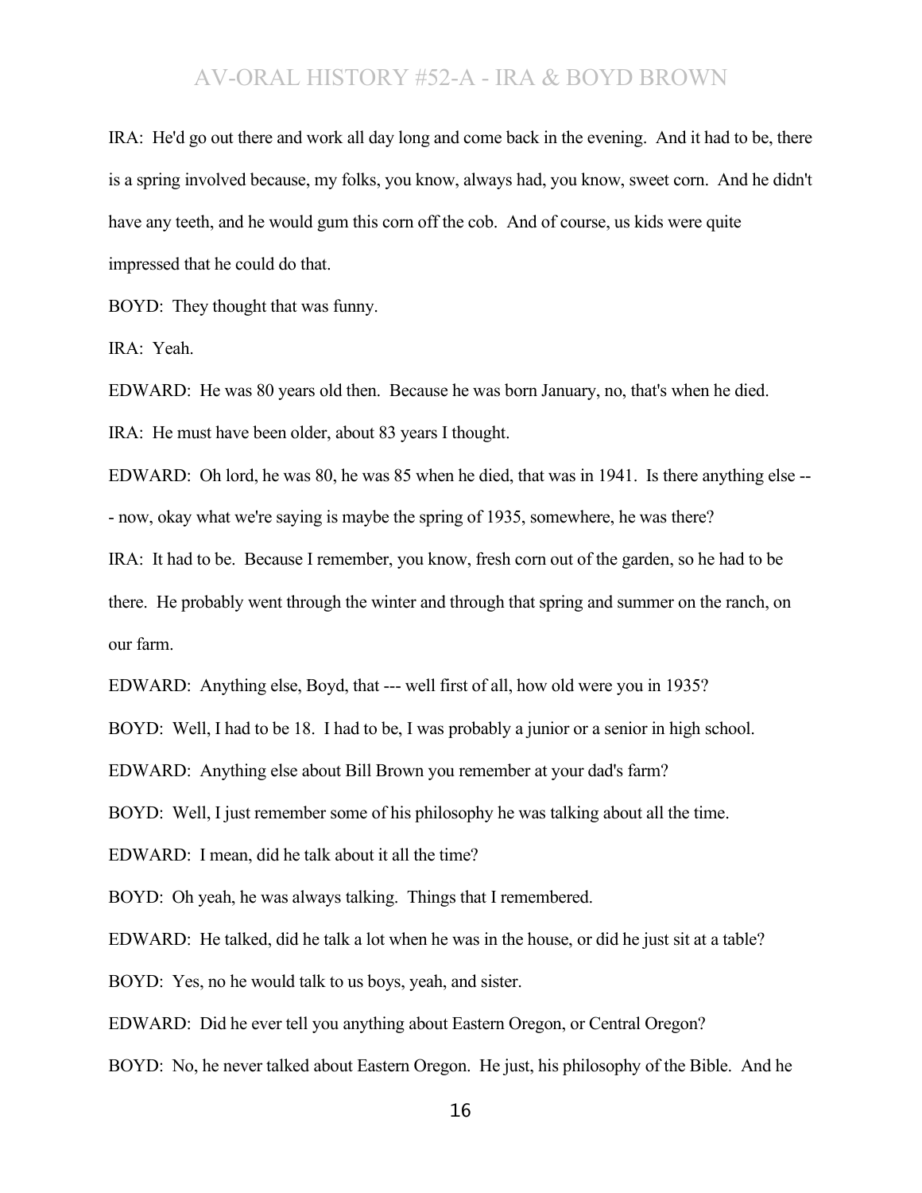IRA: He'd go out there and work all day long and come back in the evening. And it had to be, there is a spring involved because, my folks, you know, always had, you know, sweet corn. And he didn't have any teeth, and he would gum this corn off the cob. And of course, us kids were quite impressed that he could do that.

BOYD: They thought that was funny.

IRA: Yeah.

EDWARD: He was 80 years old then. Because he was born January, no, that's when he died.

IRA: He must have been older, about 83 years I thought.

EDWARD: Oh lord, he was 80, he was 85 when he died, that was in 1941. Is there anything else --- now, okay what we're saying is maybe the spring of 1935, somewhere, he was there?

IRA: It had to be. Because I remember, you know, fresh corn out of the garden, so he had to be there. He probably went through the winter and through that spring and summer on the ranch, on our farm.

EDWARD: Anything else, Boyd, that --- well first of all, how old were you in 1935?

BOYD: Well, I had to be 18. I had to be, I was probably a junior or a senior in high school.

EDWARD: Anything else about Bill Brown you remember at your dad's farm?

BOYD: Well, I just remember some of his philosophy he was talking about all the time.

EDWARD: I mean, did he talk about it all the time?

BOYD: Oh yeah, he was always talking. Things that I remembered.

EDWARD: He talked, did he talk a lot when he was in the house, or did he just sit at a table?

BOYD: Yes, no he would talk to us boys, yeah, and sister.

EDWARD: Did he ever tell you anything about Eastern Oregon, or Central Oregon?

BOYD: No, he never talked about Eastern Oregon. He just, his philosophy of the Bible. And he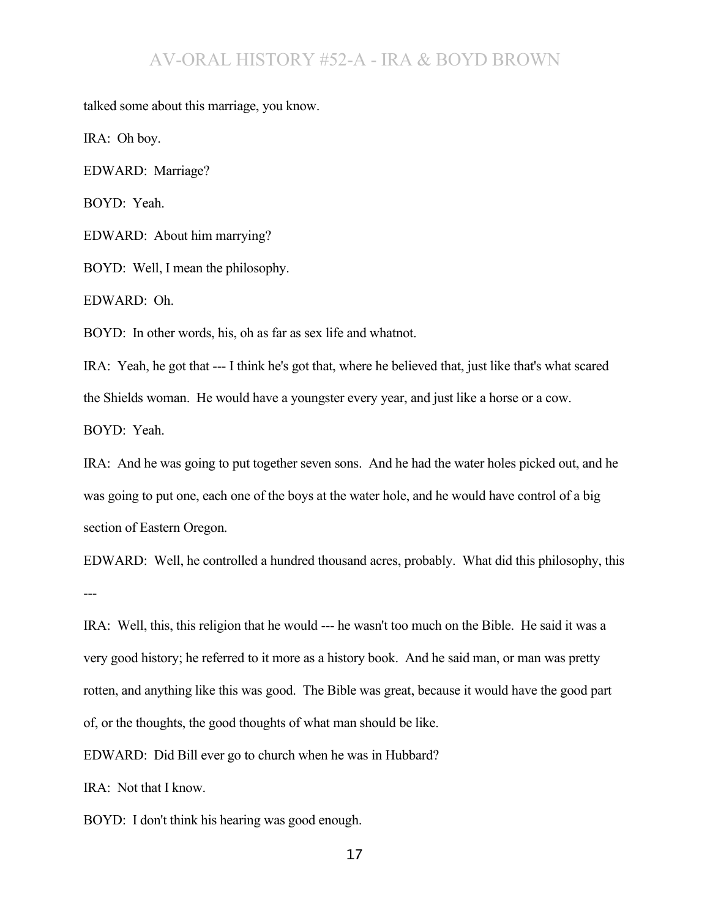talked some about this marriage, you know.

IRA: Oh boy.

EDWARD: Marriage?

BOYD: Yeah.

EDWARD: About him marrying?

BOYD: Well, I mean the philosophy.

EDWARD: Oh.

BOYD: In other words, his, oh as far as sex life and whatnot.

IRA: Yeah, he got that --- I think he's got that, where he believed that, just like that's what scared the Shields woman. He would have a youngster every year, and just like a horse or a cow.

BOYD: Yeah.

IRA: And he was going to put together seven sons. And he had the water holes picked out, and he was going to put one, each one of the boys at the water hole, and he would have control of a big section of Eastern Oregon.

EDWARD: Well, he controlled a hundred thousand acres, probably. What did this philosophy, this ---

IRA: Well, this, this religion that he would --- he wasn't too much on the Bible. He said it was a very good history; he referred to it more as a history book. And he said man, or man was pretty rotten, and anything like this was good. The Bible was great, because it would have the good part of, or the thoughts, the good thoughts of what man should be like.

EDWARD: Did Bill ever go to church when he was in Hubbard?

IRA: Not that I know.

BOYD: I don't think his hearing was good enough.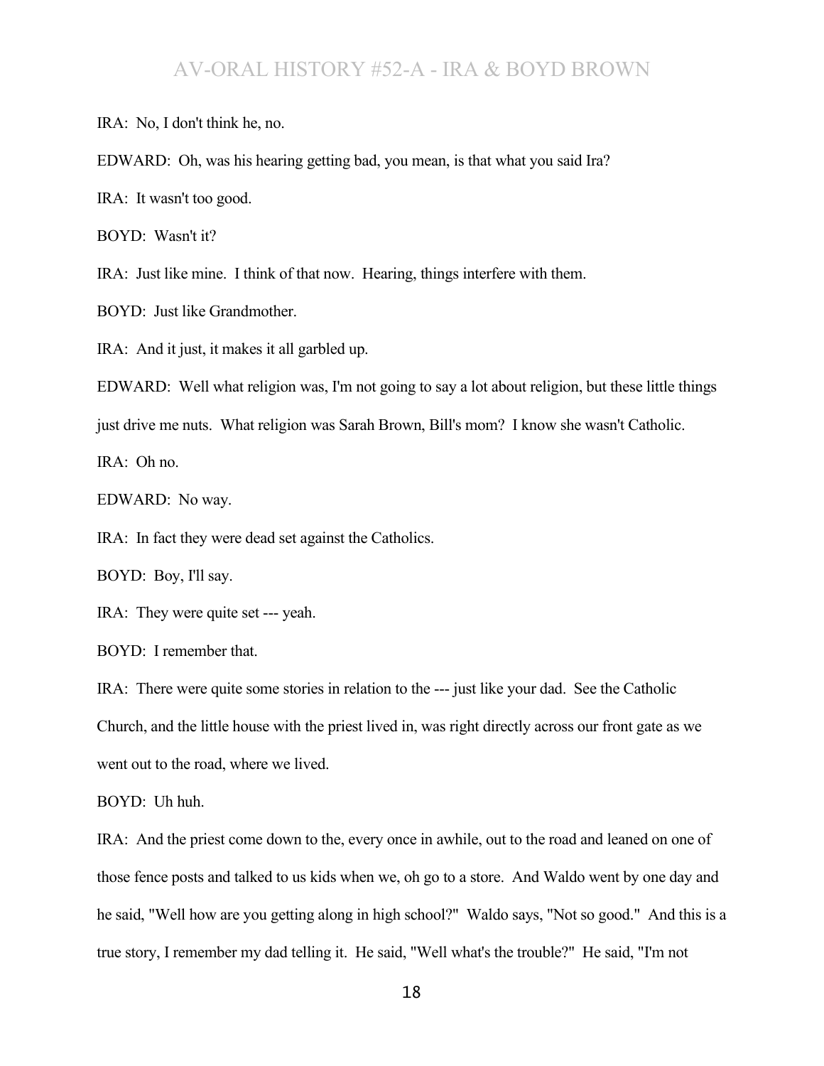IRA: No, I don't think he, no.

EDWARD: Oh, was his hearing getting bad, you mean, is that what you said Ira?

IRA: It wasn't too good.

BOYD: Wasn't it?

IRA: Just like mine. I think of that now. Hearing, things interfere with them.

BOYD: Just like Grandmother.

IRA: And it just, it makes it all garbled up.

EDWARD: Well what religion was, I'm not going to say a lot about religion, but these little things just drive me nuts. What religion was Sarah Brown, Bill's mom? I know she wasn't Catholic.

IRA: Oh no.

EDWARD: No way.

IRA: In fact they were dead set against the Catholics.

BOYD: Boy, I'll say.

IRA: They were quite set --- yeah.

BOYD: I remember that.

IRA: There were quite some stories in relation to the --- just like your dad. See the Catholic Church, and the little house with the priest lived in, was right directly across our front gate as we went out to the road, where we lived.

BOYD: Uh huh.

IRA: And the priest come down to the, every once in awhile, out to the road and leaned on one of those fence posts and talked to us kids when we, oh go to a store. And Waldo went by one day and he said, "Well how are you getting along in high school?" Waldo says, "Not so good." And this is a true story, I remember my dad telling it. He said, "Well what's the trouble?" He said, "I'm not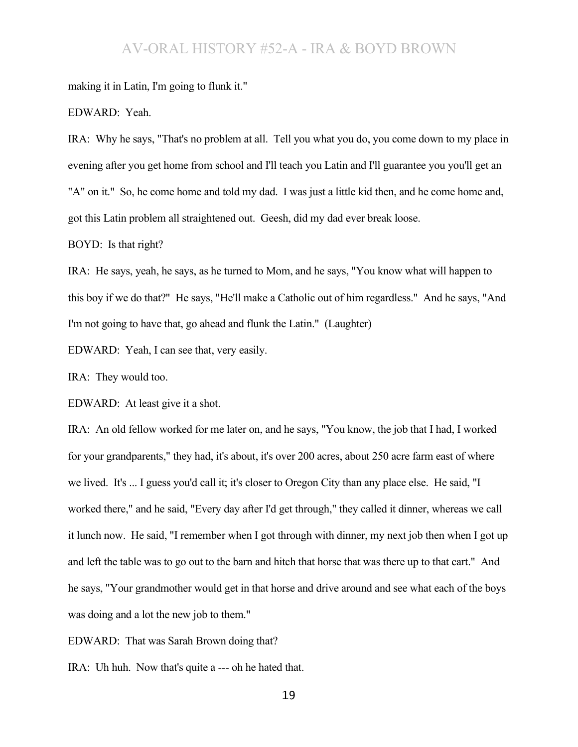making it in Latin, I'm going to flunk it."

EDWARD: Yeah.

IRA: Why he says, "That's no problem at all. Tell you what you do, you come down to my place in evening after you get home from school and I'll teach you Latin and I'll guarantee you you'll get an "A" on it." So, he come home and told my dad. I was just a little kid then, and he come home and, got this Latin problem all straightened out. Geesh, did my dad ever break loose.

BOYD: Is that right?

IRA: He says, yeah, he says, as he turned to Mom, and he says, "You know what will happen to this boy if we do that?" He says, "He'll make a Catholic out of him regardless." And he says, "And I'm not going to have that, go ahead and flunk the Latin." (Laughter)

EDWARD: Yeah, I can see that, very easily.

IRA: They would too.

EDWARD: At least give it a shot.

IRA: An old fellow worked for me later on, and he says, "You know, the job that I had, I worked for your grandparents," they had, it's about, it's over 200 acres, about 250 acre farm east of where we lived. It's ... I guess you'd call it; it's closer to Oregon City than any place else. He said, "I worked there," and he said, "Every day after I'd get through," they called it dinner, whereas we call it lunch now. He said, "I remember when I got through with dinner, my next job then when I got up and left the table was to go out to the barn and hitch that horse that was there up to that cart." And he says, "Your grandmother would get in that horse and drive around and see what each of the boys was doing and a lot the new job to them."

EDWARD: That was Sarah Brown doing that?

IRA: Uh huh. Now that's quite a --- oh he hated that.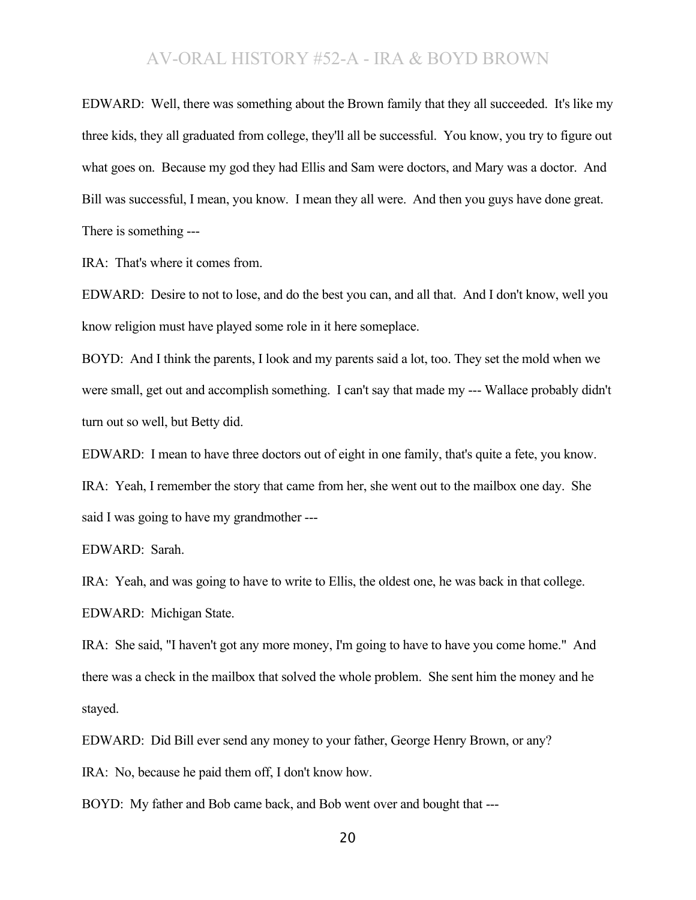EDWARD: Well, there was something about the Brown family that they all succeeded. It's like my three kids, they all graduated from college, they'll all be successful. You know, you try to figure out what goes on. Because my god they had Ellis and Sam were doctors, and Mary was a doctor. And Bill was successful, I mean, you know. I mean they all were. And then you guys have done great. There is something ---

IRA: That's where it comes from.

EDWARD: Desire to not to lose, and do the best you can, and all that. And I don't know, well you know religion must have played some role in it here someplace.

BOYD: And I think the parents, I look and my parents said a lot, too. They set the mold when we were small, get out and accomplish something. I can't say that made my --- Wallace probably didn't turn out so well, but Betty did.

EDWARD: I mean to have three doctors out of eight in one family, that's quite a fete, you know.

IRA: Yeah, I remember the story that came from her, she went out to the mailbox one day. She said I was going to have my grandmother ---

EDWARD: Sarah.

IRA: Yeah, and was going to have to write to Ellis, the oldest one, he was back in that college.

EDWARD: Michigan State.

IRA: She said, "I haven't got any more money, I'm going to have to have you come home." And there was a check in the mailbox that solved the whole problem. She sent him the money and he stayed.

EDWARD: Did Bill ever send any money to your father, George Henry Brown, or any?

IRA: No, because he paid them off, I don't know how.

BOYD: My father and Bob came back, and Bob went over and bought that ---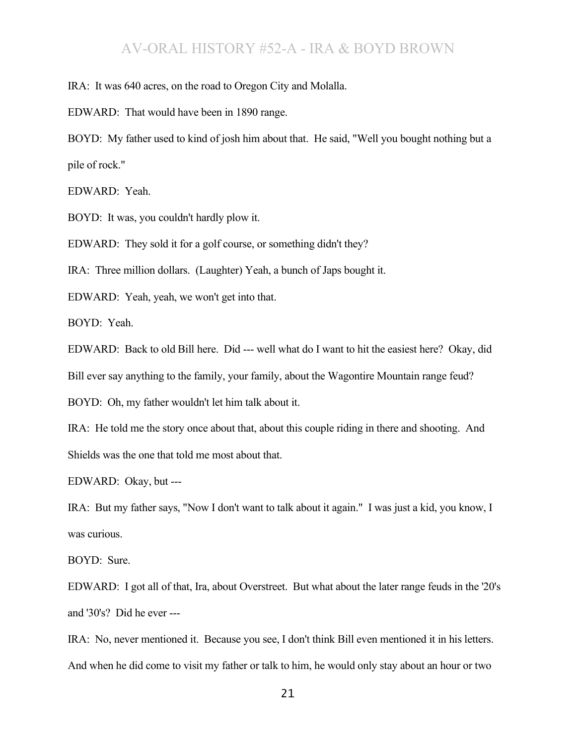IRA: It was 640 acres, on the road to Oregon City and Molalla.

EDWARD: That would have been in 1890 range.

BOYD: My father used to kind of josh him about that. He said, "Well you bought nothing but a pile of rock."

EDWARD: Yeah.

BOYD: It was, you couldn't hardly plow it.

EDWARD: They sold it for a golf course, or something didn't they?

IRA: Three million dollars. (Laughter) Yeah, a bunch of Japs bought it.

EDWARD: Yeah, yeah, we won't get into that.

BOYD: Yeah.

EDWARD: Back to old Bill here. Did --- well what do I want to hit the easiest here? Okay, did Bill ever say anything to the family, your family, about the Wagontire Mountain range feud?

BOYD: Oh, my father wouldn't let him talk about it.

IRA: He told me the story once about that, about this couple riding in there and shooting. And Shields was the one that told me most about that.

EDWARD: Okay, but ---

IRA: But my father says, "Now I don't want to talk about it again." I was just a kid, you know, I was curious.

BOYD: Sure.

EDWARD: I got all of that, Ira, about Overstreet. But what about the later range feuds in the '20's and '30's? Did he ever ---

IRA: No, never mentioned it. Because you see, I don't think Bill even mentioned it in his letters. And when he did come to visit my father or talk to him, he would only stay about an hour or two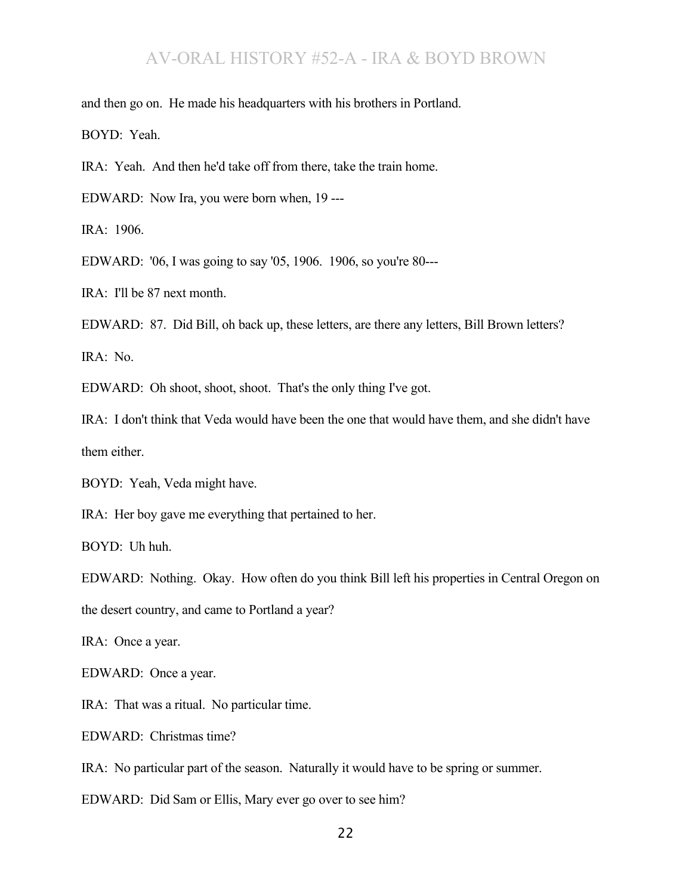and then go on. He made his headquarters with his brothers in Portland.

BOYD: Yeah.

IRA: Yeah. And then he'd take off from there, take the train home.

EDWARD: Now Ira, you were born when, 19 ---

IRA: 1906.

EDWARD: '06, I was going to say '05, 1906. 1906, so you're 80---

IRA: I'll be 87 next month.

EDWARD: 87. Did Bill, oh back up, these letters, are there any letters, Bill Brown letters?

IRA: No.

EDWARD: Oh shoot, shoot, shoot. That's the only thing I've got.

IRA: I don't think that Veda would have been the one that would have them, and she didn't have them either.

BOYD: Yeah, Veda might have.

IRA: Her boy gave me everything that pertained to her.

BOYD: Uh huh.

EDWARD: Nothing. Okay. How often do you think Bill left his properties in Central Oregon on the desert country, and came to Portland a year?

IRA: Once a year.

EDWARD: Once a year.

IRA: That was a ritual. No particular time.

EDWARD: Christmas time?

IRA: No particular part of the season. Naturally it would have to be spring or summer.

EDWARD: Did Sam or Ellis, Mary ever go over to see him?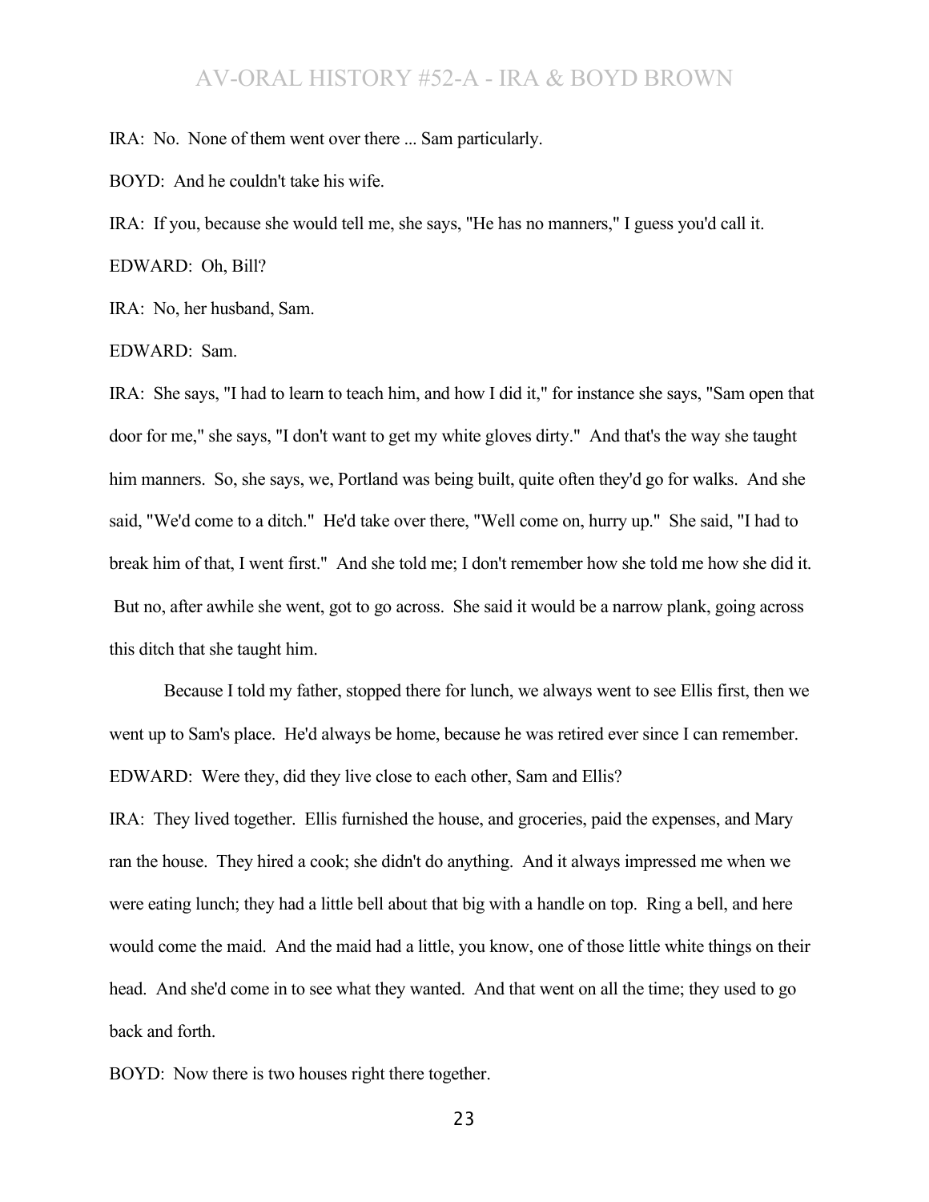IRA: No. None of them went over there ... Sam particularly.

BOYD: And he couldn't take his wife.

IRA: If you, because she would tell me, she says, "He has no manners," I guess you'd call it.

EDWARD: Oh, Bill?

IRA: No, her husband, Sam.

EDWARD: Sam.

IRA: She says, "I had to learn to teach him, and how I did it," for instance she says, "Sam open that door for me," she says, "I don't want to get my white gloves dirty." And that's the way she taught him manners. So, she says, we, Portland was being built, quite often they'd go for walks. And she said, "We'd come to a ditch." He'd take over there, "Well come on, hurry up." She said, "I had to break him of that, I went first." And she told me; I don't remember how she told me how she did it. But no, after awhile she went, got to go across. She said it would be a narrow plank, going across this ditch that she taught him.

Because I told my father, stopped there for lunch, we always went to see Ellis first, then we went up to Sam's place. He'd always be home, because he was retired ever since I can remember.

EDWARD: Were they, did they live close to each other, Sam and Ellis?

IRA: They lived together. Ellis furnished the house, and groceries, paid the expenses, and Mary ran the house. They hired a cook; she didn't do anything. And it always impressed me when we were eating lunch; they had a little bell about that big with a handle on top. Ring a bell, and here would come the maid. And the maid had a little, you know, one of those little white things on their head. And she'd come in to see what they wanted. And that went on all the time; they used to go back and forth.

BOYD: Now there is two houses right there together.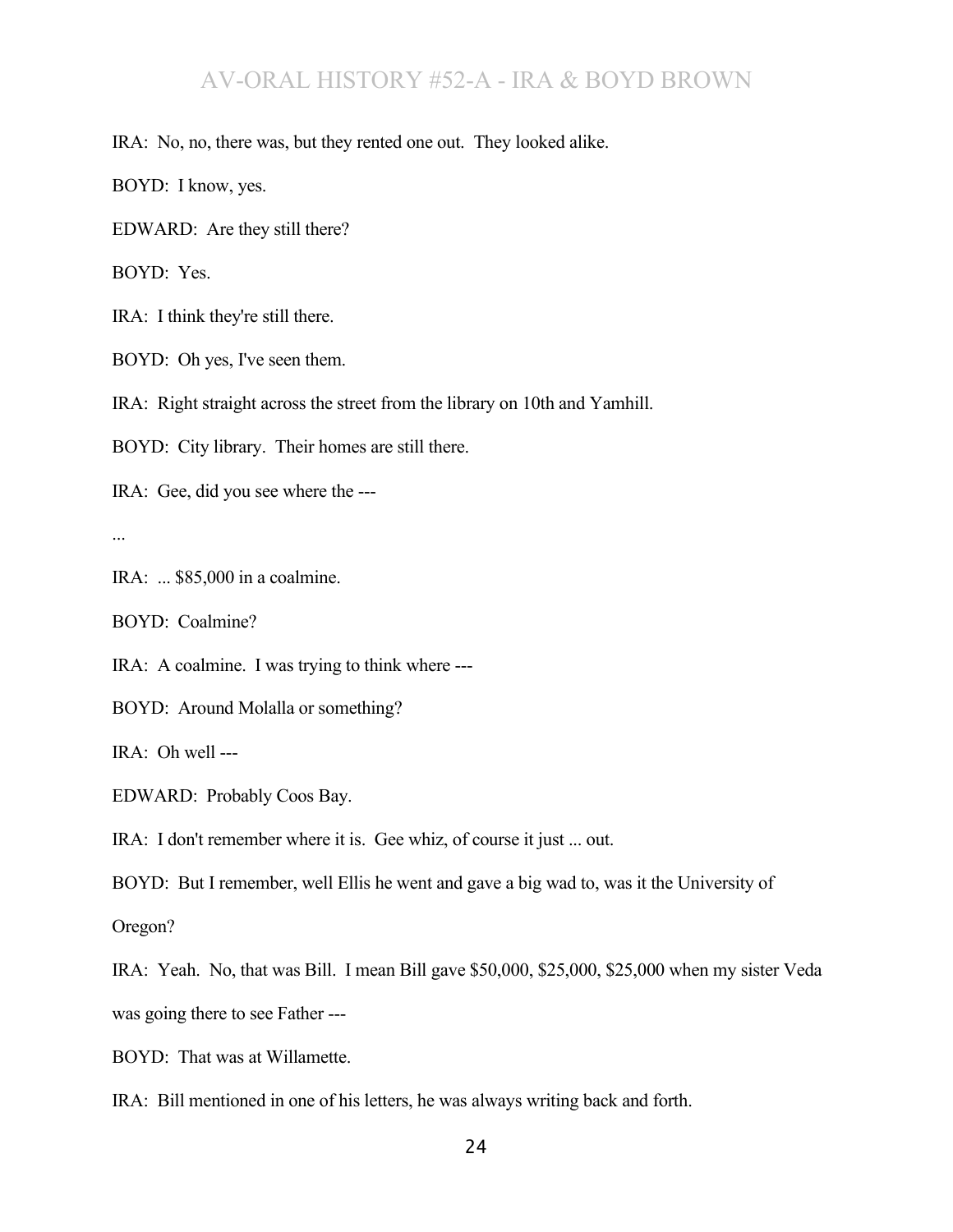IRA: No, no, there was, but they rented one out. They looked alike.

BOYD: I know, yes.

EDWARD: Are they still there?

BOYD: Yes.

IRA: I think they're still there.

BOYD: Oh yes, I've seen them.

IRA: Right straight across the street from the library on 10th and Yamhill.

BOYD: City library. Their homes are still there.

IRA: Gee, did you see where the ---

...

IRA: ... $85,000 in a coalmine.

BOYD: Coalmine?

IRA: A coalmine. I was trying to think where ---

BOYD: Around Molalla or something?

IRA: Oh well ---

EDWARD: Probably Coos Bay.

IRA: I don't remember where it is. Gee whiz, of course it just ... out.

BOYD: But I remember, well Ellis he went and gave a big wad to, was it the University of Oregon?

IRA: Yeah. No, that was Bill. I mean Bill gave $50,000, $25,000, $25,000 when my sister Veda was going there to see Father ---

BOYD: That was at Willamette.

IRA: Bill mentioned in one of his letters, he was always writing back and forth.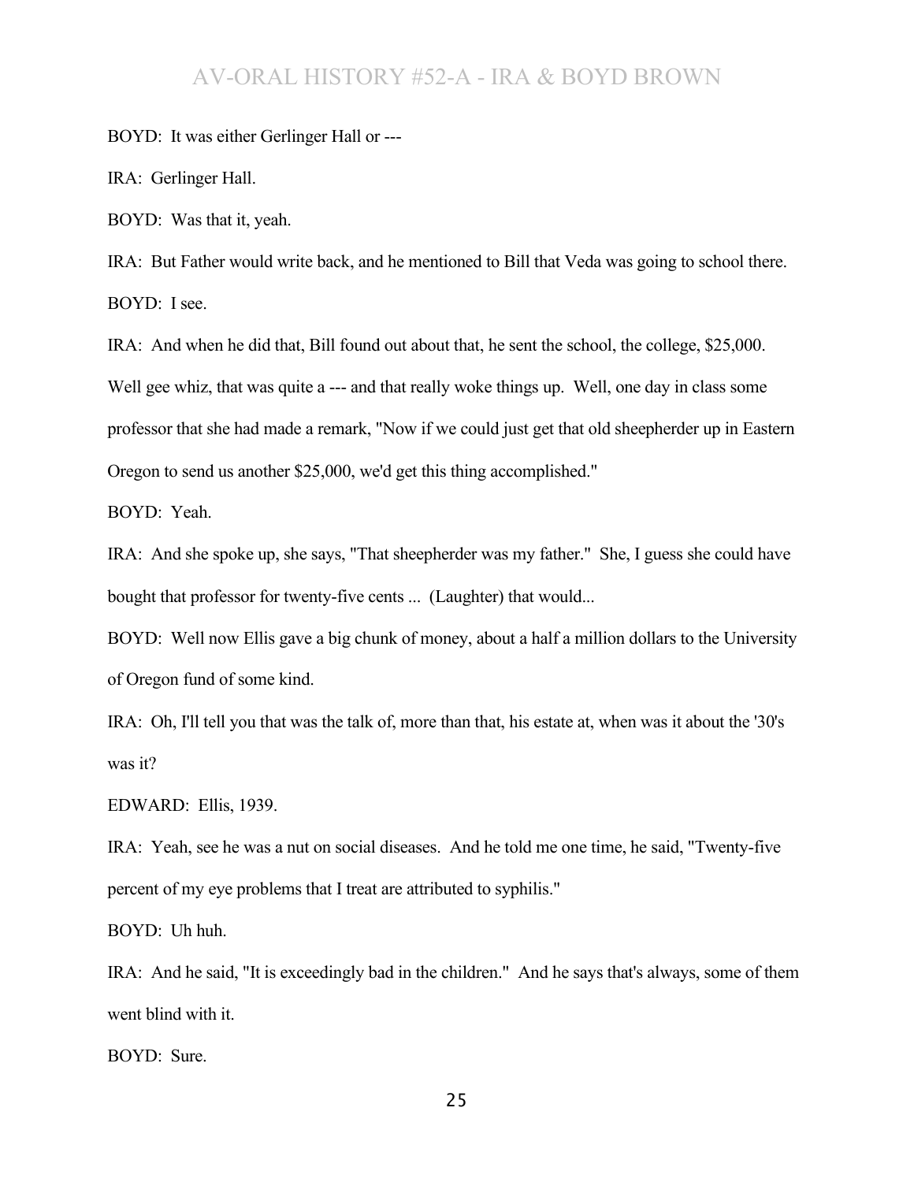BOYD: It was either Gerlinger Hall or ---

IRA: Gerlinger Hall.

BOYD: Was that it, yeah.

IRA: But Father would write back, and he mentioned to Bill that Veda was going to school there.

BOYD: I see.

IRA: And when he did that, Bill found out about that, he sent the school, the college, $25,000. Well gee whiz, that was quite a --- and that really woke things up. Well, one day in class some professor that she had made a remark, "Now if we could just get that old sheepherder up in Eastern Oregon to send us another $25,000, we'd get this thing accomplished."

BOYD: Yeah.

IRA: And she spoke up, she says, "That sheepherder was my father." She, I guess she could have bought that professor for twenty-five cents ... (Laughter) that would...

BOYD: Well now Ellis gave a big chunk of money, about a half a million dollars to the University of Oregon fund of some kind.

IRA: Oh, I'll tell you that was the talk of, more than that, his estate at, when was it about the '30's was it?

EDWARD: Ellis, 1939.

IRA: Yeah, see he was a nut on social diseases. And he told me one time, he said, "Twenty-five percent of my eye problems that I treat are attributed to syphilis."

BOYD: Uh huh.

IRA: And he said, "It is exceedingly bad in the children." And he says that's always, some of them went blind with it.

BOYD: Sure.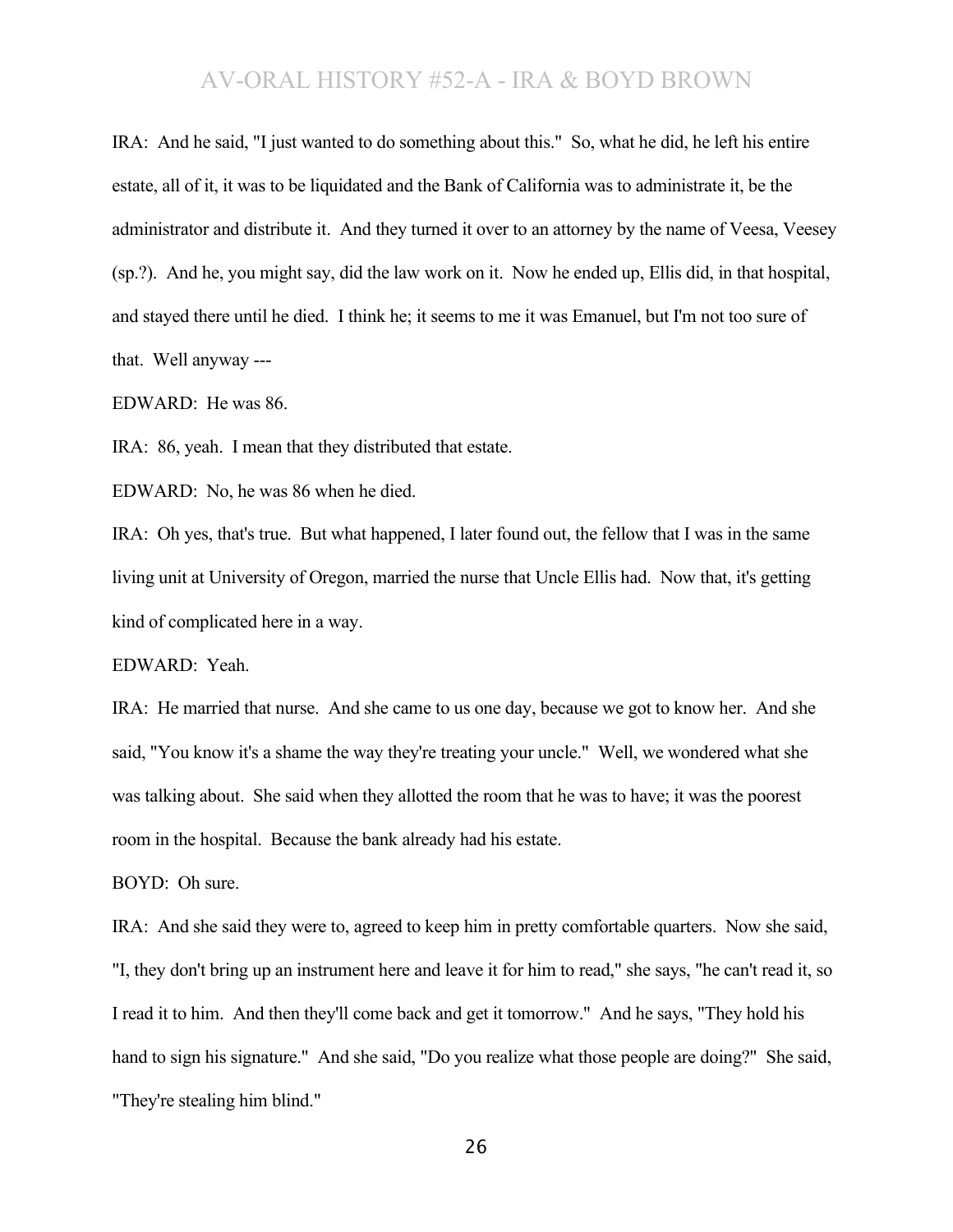IRA: And he said, "I just wanted to do something about this." So, what he did, he left his entire estate, all of it, it was to be liquidated and the Bank of California was to administrate it, be the administrator and distribute it. And they turned it over to an attorney by the name of Veesa, Veesey (sp.?). And he, you might say, did the law work on it. Now he ended up, Ellis did, in that hospital, and stayed there until he died. I think he; it seems to me it was Emanuel, but I'm not too sure of that. Well anyway ---

EDWARD: He was 86.

IRA: 86, yeah. I mean that they distributed that estate.

EDWARD: No, he was 86 when he died.

IRA: Oh yes, that's true. But what happened, I later found out, the fellow that I was in the same living unit at University of Oregon, married the nurse that Uncle Ellis had. Now that, it's getting kind of complicated here in a way.

EDWARD: Yeah.

IRA: He married that nurse. And she came to us one day, because we got to know her. And she said, "You know it's a shame the way they're treating your uncle." Well, we wondered what she was talking about. She said when they allotted the room that he was to have; it was the poorest room in the hospital. Because the bank already had his estate.

BOYD: Oh sure.

IRA: And she said they were to, agreed to keep him in pretty comfortable quarters. Now she said, "I, they don't bring up an instrument here and leave it for him to read," she says, "he can't read it, so I read it to him. And then they'll come back and get it tomorrow." And he says, "They hold his hand to sign his signature." And she said, "Do you realize what those people are doing?" She said, "They're stealing him blind."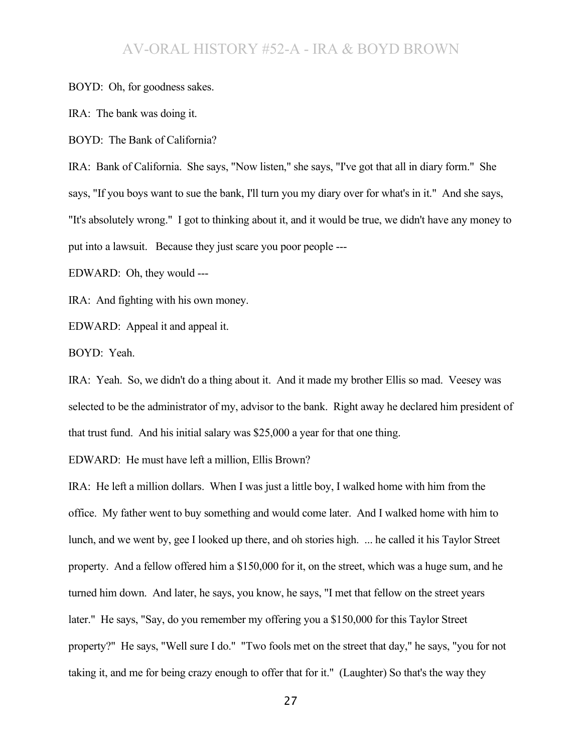BOYD: Oh, for goodness sakes.

IRA: The bank was doing it.

BOYD: The Bank of California?

IRA: Bank of California. She says, "Now listen," she says, "I've got that all in diary form." She says, "If you boys want to sue the bank, I'll turn you my diary over for what's in it." And she says, "It's absolutely wrong." I got to thinking about it, and it would be true, we didn't have any money to put into a lawsuit. Because they just scare you poor people ---

EDWARD: Oh, they would ---

IRA: And fighting with his own money.

EDWARD: Appeal it and appeal it.

BOYD: Yeah.

IRA: Yeah. So, we didn't do a thing about it. And it made my brother Ellis so mad. Veesey was selected to be the administrator of my, advisor to the bank. Right away he declared him president of that trust fund. And his initial salary was $25,000 a year for that one thing.

EDWARD: He must have left a million, Ellis Brown?

IRA: He left a million dollars. When I was just a little boy, I walked home with him from the office. My father went to buy something and would come later. And I walked home with him to lunch, and we went by, gee I looked up there, and oh stories high. ... he called it his Taylor Street property. And a fellow offered him a $150,000 for it, on the street, which was a huge sum, and he turned him down. And later, he says, you know, he says, "I met that fellow on the street years later." He says, "Say, do you remember my offering you a $150,000 for this Taylor Street property?" He says, "Well sure I do." "Two fools met on the street that day," he says, "you for not taking it, and me for being crazy enough to offer that for it." (Laughter) So that's the way they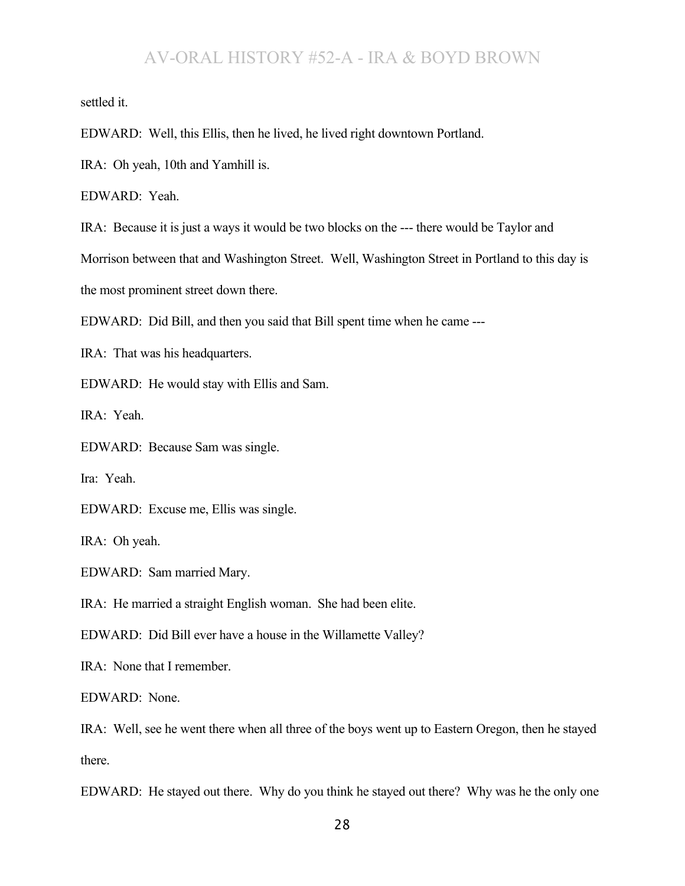settled it.

EDWARD: Well, this Ellis, then he lived, he lived right downtown Portland.

IRA: Oh yeah, 10th and Yamhill is.

EDWARD: Yeah.

IRA: Because it is just a ways it would be two blocks on the --- there would be Taylor and Morrison between that and Washington Street. Well, Washington Street in Portland to this day is the most prominent street down there.

EDWARD: Did Bill, and then you said that Bill spent time when he came ---

IRA: That was his headquarters.

EDWARD: He would stay with Ellis and Sam.

IRA: Yeah.

EDWARD: Because Sam was single.

Ira: Yeah.

EDWARD: Excuse me, Ellis was single.

IRA: Oh yeah.

EDWARD: Sam married Mary.

IRA: He married a straight English woman. She had been elite.

EDWARD: Did Bill ever have a house in the Willamette Valley?

IRA: None that I remember.

EDWARD: None.

IRA: Well, see he went there when all three of the boys went up to Eastern Oregon, then he stayed there.

EDWARD: He stayed out there. Why do you think he stayed out there? Why was he the only one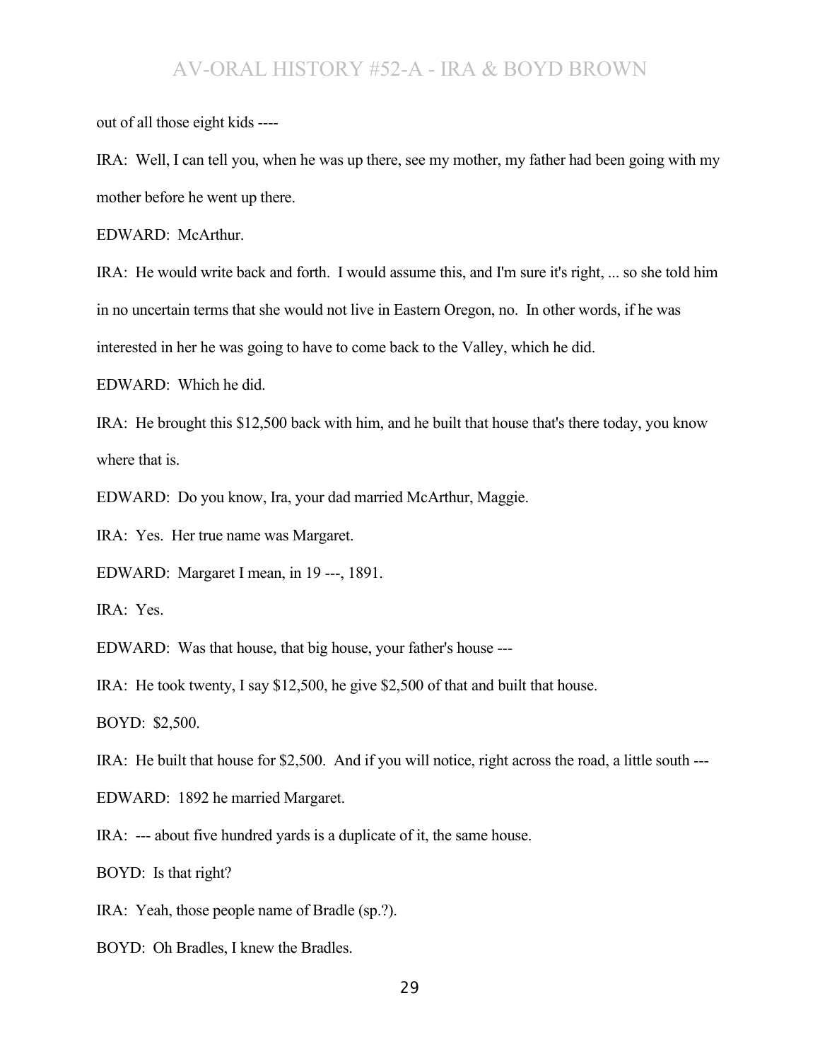out of all those eight kids ----

IRA: Well, I can tell you, when he was up there, see my mother, my father had been going with my mother before he went up there.

EDWARD: McArthur.

IRA: He would write back and forth. I would assume this, and I'm sure it's right, ... so she told him in no uncertain terms that she would not live in Eastern Oregon, no. In other words, if he was interested in her he was going to have to come back to the Valley, which he did.

EDWARD: Which he did.

IRA: He brought this $12,500 back with him, and he built that house that's there today, you know where that is.

EDWARD: Do you know, Ira, your dad married McArthur, Maggie.

IRA: Yes. Her true name was Margaret.

EDWARD: Margaret I mean, in 19 ---, 1891.

IRA: Yes.

EDWARD: Was that house, that big house, your father's house ---

IRA: He took twenty, I say $12,500, he give $2,500 of that and built that house.

BOYD: $2,500.

IRA: He built that house for $2,500. And if you will notice, right across the road, a little south ---

EDWARD: 1892 he married Margaret.

IRA: --- about five hundred yards is a duplicate of it, the same house.

BOYD: Is that right?

IRA: Yeah, those people name of Bradle (sp.?).

BOYD: Oh Bradles, I knew the Bradles.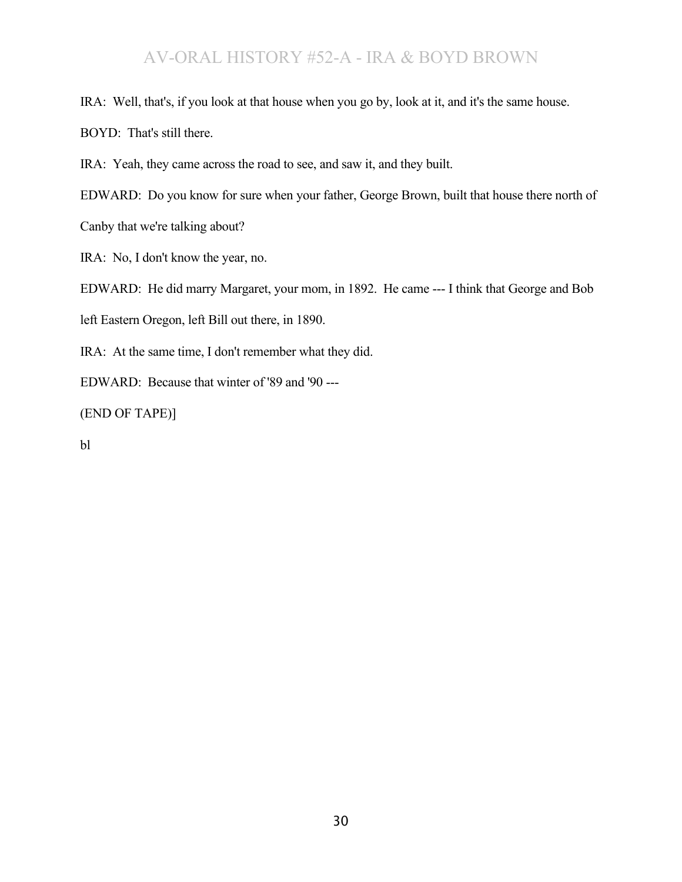IRA: Well, that's, if you look at that house when you go by, look at it, and it's the same house.

BOYD: That's still there.

IRA: Yeah, they came across the road to see, and saw it, and they built.

EDWARD: Do you know for sure when your father, George Brown, built that house there north of Canby that we're talking about?

IRA: No, I don't know the year, no.

EDWARD: He did marry Margaret, your mom, in 1892. He came --- I think that George and Bob left Eastern Oregon, left Bill out there, in 1890.

IRA: At the same time, I don't remember what they did.

EDWARD: Because that winter of '89 and '90 ---

(END OF TAPE)]

bl